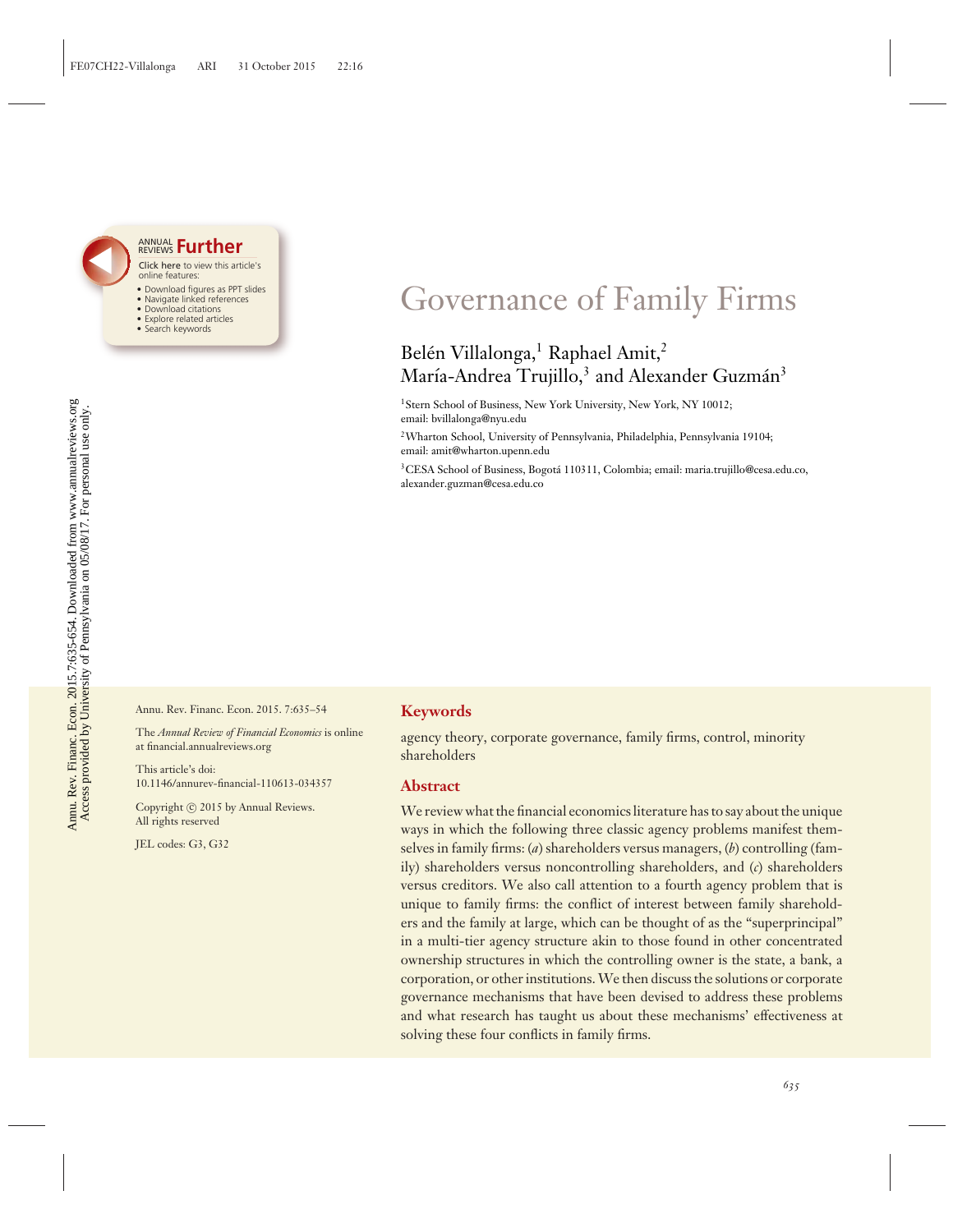# Governance of Family Firms

Belén Villalonga,[1] Raphael Amit,[2] María-Andrea Trujillo,[3] and Alexander Guzmán[3]

[1]Stern School of Business, New York University, New York, NY 10012; email: bvillalonga@nyu.edu

[2]Wharton School, University of Pennsylvania, Philadelphia, Pennsylvania 19104; email: amit@wharton.upenn.edu

[3]CESA School of Business, Bogotá 110311, Colombia; email: maria.trujillo@cesa.edu.co, alexander.guzman@cesa.edu.co

Annu. Rev. Financ. Econ. 2015. 7:635–54

The *Annual Review of Financial Economics* is online at financial.annualreviews.org

This article's doi: 10.1146/annurev-financial-110613-034357

Copyright © 2015 by Annual Reviews. All rights reserved

JEL codes: G3, G32

## Keywords

agency theory, corporate governance, family firms, control, minority shareholders

## Abstract

We review what the financial economics literature has to say about the unique ways in which the following three classic agency problems manifest themselves in family firms: (*a*) shareholders versus managers, (*b*) controlling (family) shareholders versus noncontrolling shareholders, and (*c*) shareholders versus creditors. We also call attention to a fourth agency problem that is unique to family firms: the conflict of interest between family shareholders and the family at large, which can be thought of as the "superprincipal" in a multi-tier agency structure akin to those found in other concentrated ownership structures in which the controlling owner is the state, a bank, a corporation, or other institutions. We then discuss the solutions or corporate governance mechanisms that have been devised to address these problems and what research has taught us about these mechanisms' effectiveness at solving these four conflicts in family firms.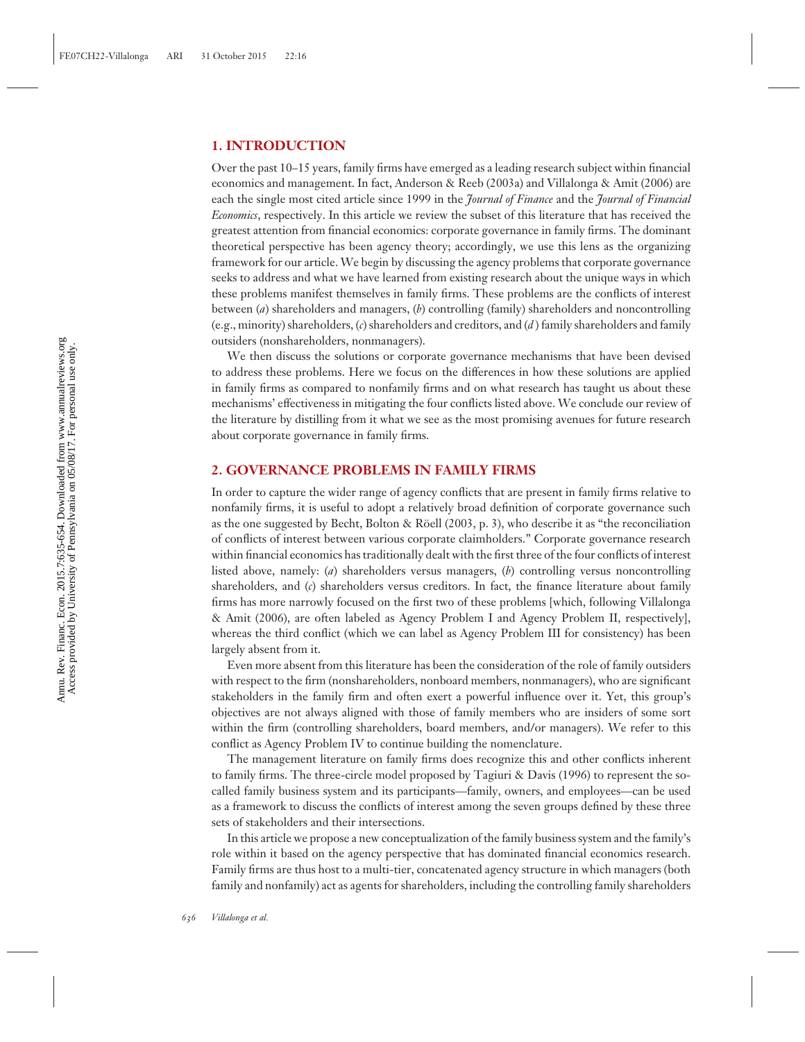## 1. INTRODUCTION

Over the past 10–15 years, family firms have emerged as a leading research subject within financial economics and management. In fact, Anderson & Reeb (2003a) and Villalonga & Amit (2006) are each the single most cited article since 1999 in the *Journal of Finance* and the *Journal of Financial Economics*, respectively. In this article we review the subset of this literature that has received the greatest attention from financial economics: corporate governance in family firms. The dominant theoretical perspective has been agency theory; accordingly, we use this lens as the organizing framework for our article. We begin by discussing the agency problems that corporate governance seeks to address and what we have learned from existing research about the unique ways in which these problems manifest themselves in family firms. These problems are the conflicts of interest between (*a*) shareholders and managers, (*b*) controlling (family) shareholders and noncontrolling (e.g., minority) shareholders, (*c*) shareholders and creditors, and (*d*) family shareholders and family outsiders (nonshareholders, nonmanagers).

We then discuss the solutions or corporate governance mechanisms that have been devised to address these problems. Here we focus on the differences in how these solutions are applied in family firms as compared to nonfamily firms and on what research has taught us about these mechanisms' effectiveness in mitigating the four conflicts listed above. We conclude our review of the literature by distilling from it what we see as the most promising avenues for future research about corporate governance in family firms.

## 2. GOVERNANCE PROBLEMS IN FAMILY FIRMS

In order to capture the wider range of agency conflicts that are present in family firms relative to nonfamily firms, it is useful to adopt a relatively broad definition of corporate governance such as the one suggested by Becht, Bolton & Röell (2003, p. 3), who describe it as "the reconciliation of conflicts of interest between various corporate claimholders." Corporate governance research within financial economics has traditionally dealt with the first three of the four conflicts of interest listed above, namely: (*a*) shareholders versus managers, (*b*) controlling versus noncontrolling shareholders, and (*c*) shareholders versus creditors. In fact, the finance literature about family firms has more narrowly focused on the first two of these problems [which, following Villalonga & Amit (2006), are often labeled as Agency Problem I and Agency Problem II, respectively], whereas the third conflict (which we can label as Agency Problem III for consistency) has been largely absent from it.

Even more absent from this literature has been the consideration of the role of family outsiders with respect to the firm (nonshareholders, nonboard members, nonmanagers), who are significant stakeholders in the family firm and often exert a powerful influence over it. Yet, this group's objectives are not always aligned with those of family members who are insiders of some sort within the firm (controlling shareholders, board members, and/or managers). We refer to this conflict as Agency Problem IV to continue building the nomenclature.

The management literature on family firms does recognize this and other conflicts inherent to family firms. The three-circle model proposed by Tagiuri & Davis (1996) to represent the so-called family business system and its participants—family, owners, and employees—can be used as a framework to discuss the conflicts of interest among the seven groups defined by these three sets of stakeholders and their intersections.

In this article we propose a new conceptualization of the family business system and the family's role within it based on the agency perspective that has dominated financial economics research. Family firms are thus host to a multi-tier, concatenated agency structure in which managers (both family and nonfamily) act as agents for shareholders, including the controlling family shareholders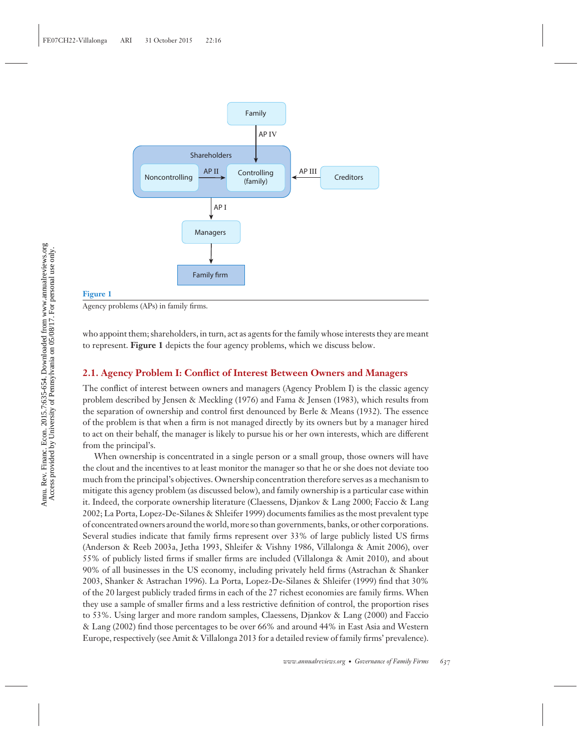**Figure 1**

Agency problems (APs) in family firms.

who appoint them; shareholders, in turn, act as agents for the family whose interests they are meant to represent. **Figure 1** depicts the four agency problems, which we discuss below.

## 2.1. Agency Problem I: Conflict of Interest Between Owners and Managers

The conflict of interest between owners and managers (Agency Problem I) is the classic agency problem described by Jensen & Meckling (1976) and Fama & Jensen (1983), which results from the separation of ownership and control first denounced by Berle & Means (1932). The essence of the problem is that when a firm is not managed directly by its owners but by a manager hired to act on their behalf, the manager is likely to pursue his or her own interests, which are different from the principal's.

When ownership is concentrated in a single person or a small group, those owners will have the clout and the incentives to at least monitor the manager so that he or she does not deviate too much from the principal's objectives. Ownership concentration therefore serves as a mechanism to mitigate this agency problem (as discussed below), and family ownership is a particular case within it. Indeed, the corporate ownership literature (Claessens, Djankov & Lang 2000; Faccio & Lang 2002; La Porta, Lopez-De-Silanes & Shleifer 1999) documents families as the most prevalent type of concentrated owners around the world, more so than governments, banks, or other corporations. Several studies indicate that family firms represent over 33% of large publicly listed US firms (Anderson & Reeb 2003a, Jetha 1993, Shleifer & Vishny 1986, Villalonga & Amit 2006), over 55% of publicly listed firms if smaller firms are included (Villalonga & Amit 2010), and about 90% of all businesses in the US economy, including privately held firms (Astrachan & Shanker 2003, Shanker & Astrachan 1996). La Porta, Lopez-De-Silanes & Shleifer (1999) find that 30% of the 20 largest publicly traded firms in each of the 27 richest economies are family firms. When they use a sample of smaller firms and a less restrictive definition of control, the proportion rises to 53%. Using larger and more random samples, Claessens, Djankov & Lang (2000) and Faccio & Lang (2002) find those percentages to be over 66% and around 44% in East Asia and Western Europe, respectively (see Amit & Villalonga 2013 for a detailed review of family firms' prevalence).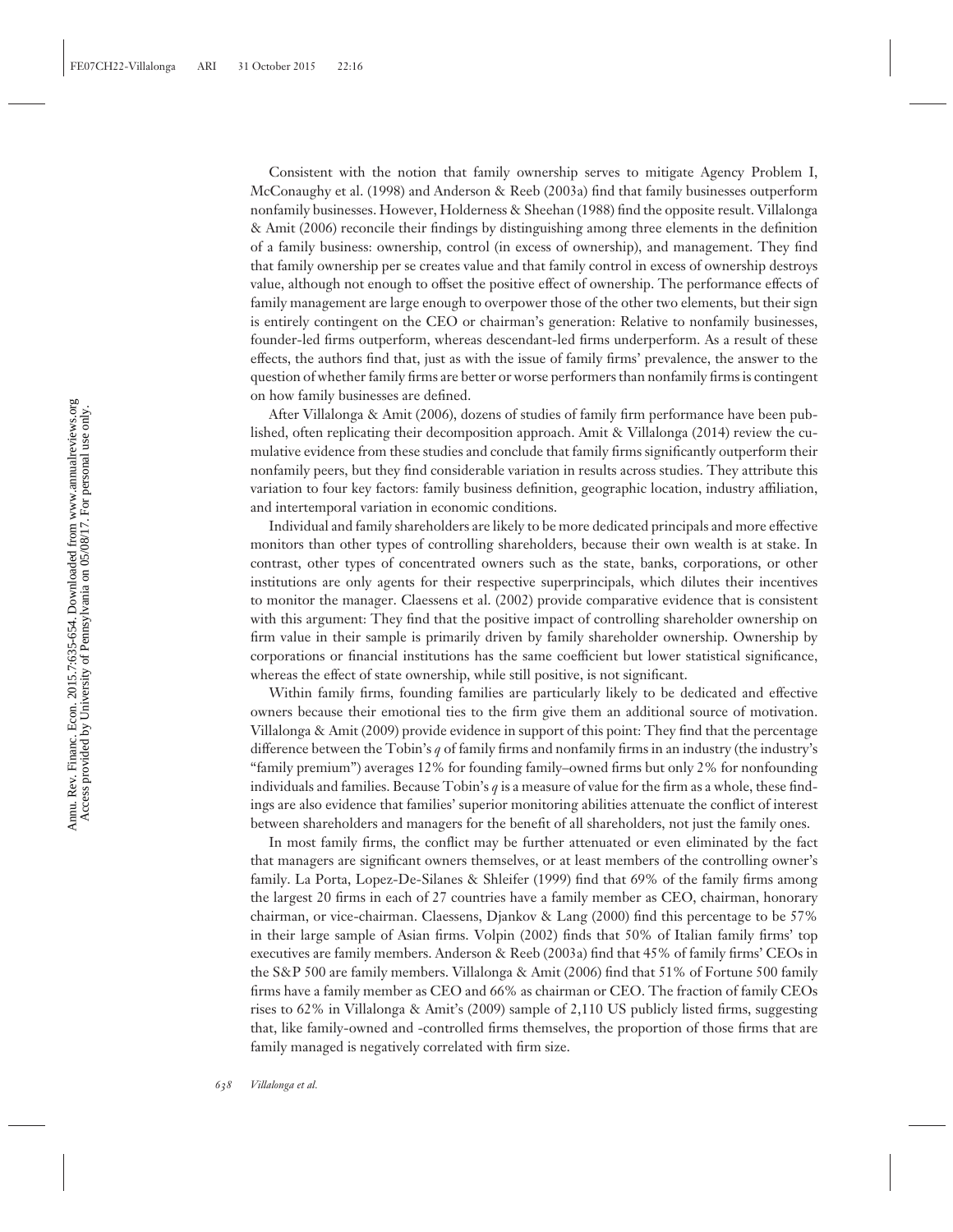Consistent with the notion that family ownership serves to mitigate Agency Problem I, McConaughy et al. (1998) and Anderson & Reeb (2003a) find that family businesses outperform nonfamily businesses. However, Holderness & Sheehan (1988) find the opposite result. Villalonga & Amit (2006) reconcile their findings by distinguishing among three elements in the definition of a family business: ownership, control (in excess of ownership), and management. They find that family ownership per se creates value and that family control in excess of ownership destroys value, although not enough to offset the positive effect of ownership. The performance effects of family management are large enough to overpower those of the other two elements, but their sign is entirely contingent on the CEO or chairman's generation: Relative to nonfamily businesses, founder-led firms outperform, whereas descendant-led firms underperform. As a result of these effects, the authors find that, just as with the issue of family firms' prevalence, the answer to the question of whether family firms are better or worse performers than nonfamily firms is contingent on how family businesses are defined.

After Villalonga & Amit (2006), dozens of studies of family firm performance have been published, often replicating their decomposition approach. Amit & Villalonga (2014) review the cumulative evidence from these studies and conclude that family firms significantly outperform their nonfamily peers, but they find considerable variation in results across studies. They attribute this variation to four key factors: family business definition, geographic location, industry affiliation, and intertemporal variation in economic conditions.

Individual and family shareholders are likely to be more dedicated principals and more effective monitors than other types of controlling shareholders, because their own wealth is at stake. In contrast, other types of concentrated owners such as the state, banks, corporations, or other institutions are only agents for their respective superprincipals, which dilutes their incentives to monitor the manager. Claessens et al. (2002) provide comparative evidence that is consistent with this argument: They find that the positive impact of controlling shareholder ownership on firm value in their sample is primarily driven by family shareholder ownership. Ownership by corporations or financial institutions has the same coefficient but lower statistical significance, whereas the effect of state ownership, while still positive, is not significant.

Within family firms, founding families are particularly likely to be dedicated and effective owners because their emotional ties to the firm give them an additional source of motivation. Villalonga & Amit (2009) provide evidence in support of this point: They find that the percentage difference between the Tobin's $q$ of family firms and nonfamily firms in an industry (the industry's "family premium") averages 12% for founding family–owned firms but only 2% for nonfounding individuals and families. Because Tobin's $q$ is a measure of value for the firm as a whole, these findings are also evidence that families' superior monitoring abilities attenuate the conflict of interest between shareholders and managers for the benefit of all shareholders, not just the family ones.

In most family firms, the conflict may be further attenuated or even eliminated by the fact that managers are significant owners themselves, or at least members of the controlling owner's family. La Porta, Lopez-De-Silanes & Shleifer (1999) find that 69% of the family firms among the largest 20 firms in each of 27 countries have a family member as CEO, chairman, honorary chairman, or vice-chairman. Claessens, Djankov & Lang (2000) find this percentage to be 57% in their large sample of Asian firms. Volpin (2002) finds that 50% of Italian family firms' top executives are family members. Anderson & Reeb (2003a) find that 45% of family firms' CEOs in the S&P 500 are family members. Villalonga & Amit (2006) find that 51% of Fortune 500 family firms have a family member as CEO and 66% as chairman or CEO. The fraction of family CEOs rises to 62% in Villalonga & Amit's (2009) sample of 2,110 US publicly listed firms, suggesting that, like family-owned and -controlled firms themselves, the proportion of those firms that are family managed is negatively correlated with firm size.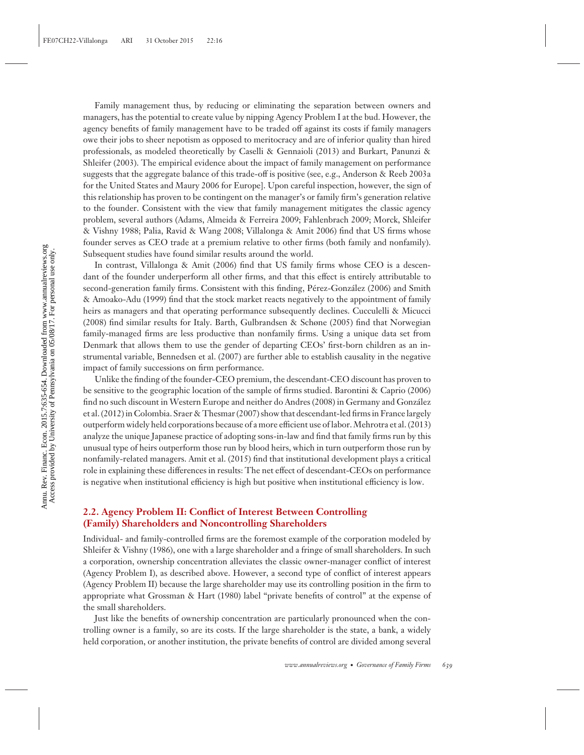Family management thus, by reducing or eliminating the separation between owners and managers, has the potential to create value by nipping Agency Problem I at the bud. However, the agency benefits of family management have to be traded off against its costs if family managers owe their jobs to sheer nepotism as opposed to meritocracy and are of inferior quality than hired professionals, as modeled theoretically by Caselli & Gennaioli (2013) and Burkart, Panunzi & Shleifer (2003). The empirical evidence about the impact of family management on performance suggests that the aggregate balance of this trade-off is positive (see, e.g., Anderson & Reeb 2003a for the United States and Maury 2006 for Europe]. Upon careful inspection, however, the sign of this relationship has proven to be contingent on the manager's or family firm's generation relative to the founder. Consistent with the view that family management mitigates the classic agency problem, several authors (Adams, Almeida & Ferreira 2009; Fahlenbrach 2009; Morck, Shleifer & Vishny 1988; Palia, Ravid & Wang 2008; Villalonga & Amit 2006) find that US firms whose founder serves as CEO trade at a premium relative to other firms (both family and nonfamily). Subsequent studies have found similar results around the world.

In contrast, Villalonga & Amit (2006) find that US family firms whose CEO is a descendant of the founder underperform all other firms, and that this effect is entirely attributable to second-generation family firms. Consistent with this finding, Pérez-González (2006) and Smith & Amoako-Adu (1999) find that the stock market reacts negatively to the appointment of family heirs as managers and that operating performance subsequently declines. Cucculelli & Micucci (2008) find similar results for Italy. Barth, Gulbrandsen & Schønе (2005) find that Norwegian family-managed firms are less productive than nonfamily firms. Using a unique data set from Denmark that allows them to use the gender of departing CEOs' first-born children as an instrumental variable, Bennedsen et al. (2007) are further able to establish causality in the negative impact of family successions on firm performance.

Unlike the finding of the founder-CEO premium, the descendant-CEO discount has proven to be sensitive to the geographic location of the sample of firms studied. Barontini & Caprio (2006) find no such discount in Western Europe and neither do Andres (2008) in Germany and González et al. (2012) in Colombia. Sraer & Thesmar (2007) show that descendant-led firms in France largely outperform widely held corporations because of a more efficient use of labor. Mehrotra et al. (2013) analyze the unique Japanese practice of adopting sons-in-law and find that family firms run by this unusual type of heirs outperform those run by blood heirs, which in turn outperform those run by nonfamily-related managers. Amit et al. (2015) find that institutional development plays a critical role in explaining these differences in results: The net effect of descendant-CEOs on performance is negative when institutional efficiency is high but positive when institutional efficiency is low.

## 2.2. Agency Problem II: Conflict of Interest Between Controlling (Family) Shareholders and Noncontrolling Shareholders

Individual- and family-controlled firms are the foremost example of the corporation modeled by Shleifer & Vishny (1986), one with a large shareholder and a fringe of small shareholders. In such a corporation, ownership concentration alleviates the classic owner-manager conflict of interest (Agency Problem I), as described above. However, a second type of conflict of interest appears (Agency Problem II) because the large shareholder may use its controlling position in the firm to appropriate what Grossman & Hart (1980) label "private benefits of control" at the expense of the small shareholders.

Just like the benefits of ownership concentration are particularly pronounced when the controlling owner is a family, so are its costs. If the large shareholder is the state, a bank, a widely held corporation, or another institution, the private benefits of control are divided among several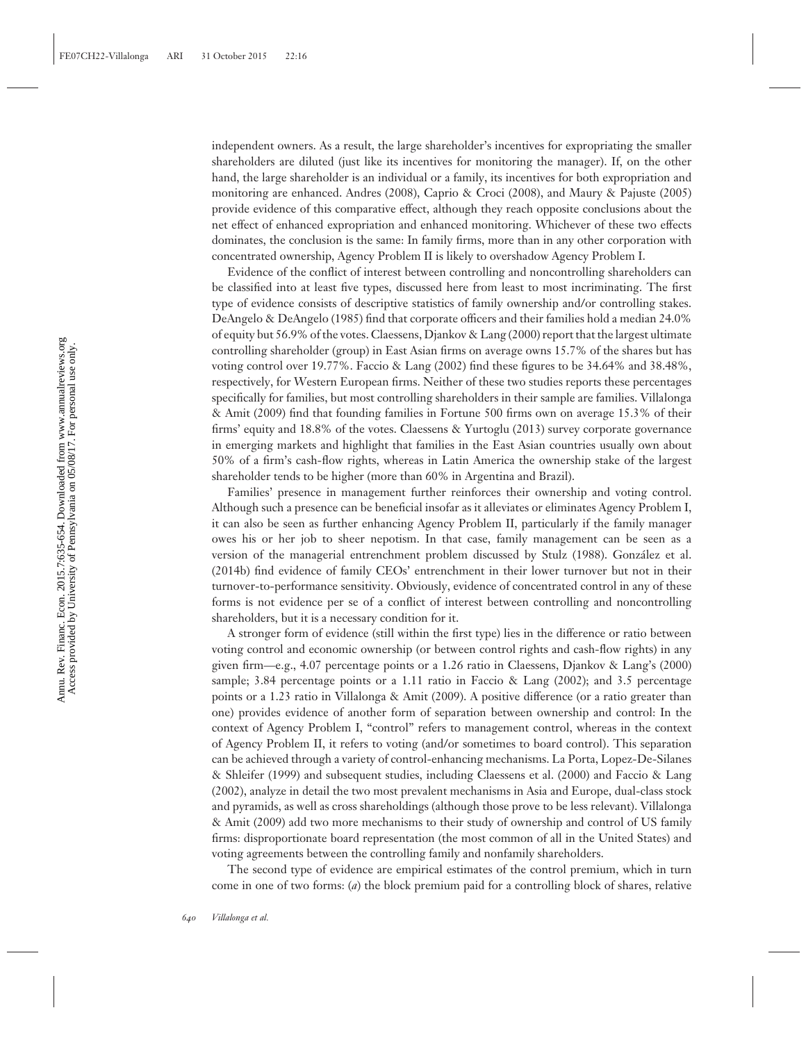independent owners. As a result, the large shareholder's incentives for expropriating the smaller shareholders are diluted (just like its incentives for monitoring the manager). If, on the other hand, the large shareholder is an individual or a family, its incentives for both expropriation and monitoring are enhanced. Andres (2008), Caprio & Croci (2008), and Maury & Pajuste (2005) provide evidence of this comparative effect, although they reach opposite conclusions about the net effect of enhanced expropriation and enhanced monitoring. Whichever of these two effects dominates, the conclusion is the same: In family firms, more than in any other corporation with concentrated ownership, Agency Problem II is likely to overshadow Agency Problem I.

Evidence of the conflict of interest between controlling and noncontrolling shareholders can be classified into at least five types, discussed here from least to most incriminating. The first type of evidence consists of descriptive statistics of family ownership and/or controlling stakes. DeAngelo & DeAngelo (1985) find that corporate officers and their families hold a median 24.0% of equity but 56.9% of the votes. Claessens, Djankov & Lang (2000) report that the largest ultimate controlling shareholder (group) in East Asian firms on average owns 15.7% of the shares but has voting control over 19.77%. Faccio & Lang (2002) find these figures to be 34.64% and 38.48%, respectively, for Western European firms. Neither of these two studies reports these percentages specifically for families, but most controlling shareholders in their sample are families. Villalonga & Amit (2009) find that founding families in Fortune 500 firms own on average 15.3% of their firms' equity and 18.8% of the votes. Claessens & Yurtoglu (2013) survey corporate governance in emerging markets and highlight that families in the East Asian countries usually own about 50% of a firm's cash-flow rights, whereas in Latin America the ownership stake of the largest shareholder tends to be higher (more than 60% in Argentina and Brazil).

Families' presence in management further reinforces their ownership and voting control. Although such a presence can be beneficial insofar as it alleviates or eliminates Agency Problem I, it can also be seen as further enhancing Agency Problem II, particularly if the family manager owes his or her job to sheer nepotism. In that case, family management can be seen as a version of the managerial entrenchment problem discussed by Stulz (1988). González et al. (2014b) find evidence of family CEOs' entrenchment in their lower turnover but not in their turnover-to-performance sensitivity. Obviously, evidence of concentrated control in any of these forms is not evidence per se of a conflict of interest between controlling and noncontrolling shareholders, but it is a necessary condition for it.

A stronger form of evidence (still within the first type) lies in the difference or ratio between voting control and economic ownership (or between control rights and cash-flow rights) in any given firm—e.g., 4.07 percentage points or a 1.26 ratio in Claessens, Djankov & Lang's (2000) sample; 3.84 percentage points or a 1.11 ratio in Faccio & Lang (2002); and 3.5 percentage points or a 1.23 ratio in Villalonga & Amit (2009). A positive difference (or a ratio greater than one) provides evidence of another form of separation between ownership and control: In the context of Agency Problem I, "control" refers to management control, whereas in the context of Agency Problem II, it refers to voting (and/or sometimes to board control). This separation can be achieved through a variety of control-enhancing mechanisms. La Porta, Lopez-De-Silanes & Shleifer (1999) and subsequent studies, including Claessens et al. (2000) and Faccio & Lang (2002), analyze in detail the two most prevalent mechanisms in Asia and Europe, dual-class stock and pyramids, as well as cross shareholdings (although those prove to be less relevant). Villalonga & Amit (2009) add two more mechanisms to their study of ownership and control of US family firms: disproportionate board representation (the most common of all in the United States) and voting agreements between the controlling family and nonfamily shareholders.

The second type of evidence are empirical estimates of the control premium, which in turn come in one of two forms: (*a*) the block premium paid for a controlling block of shares, relative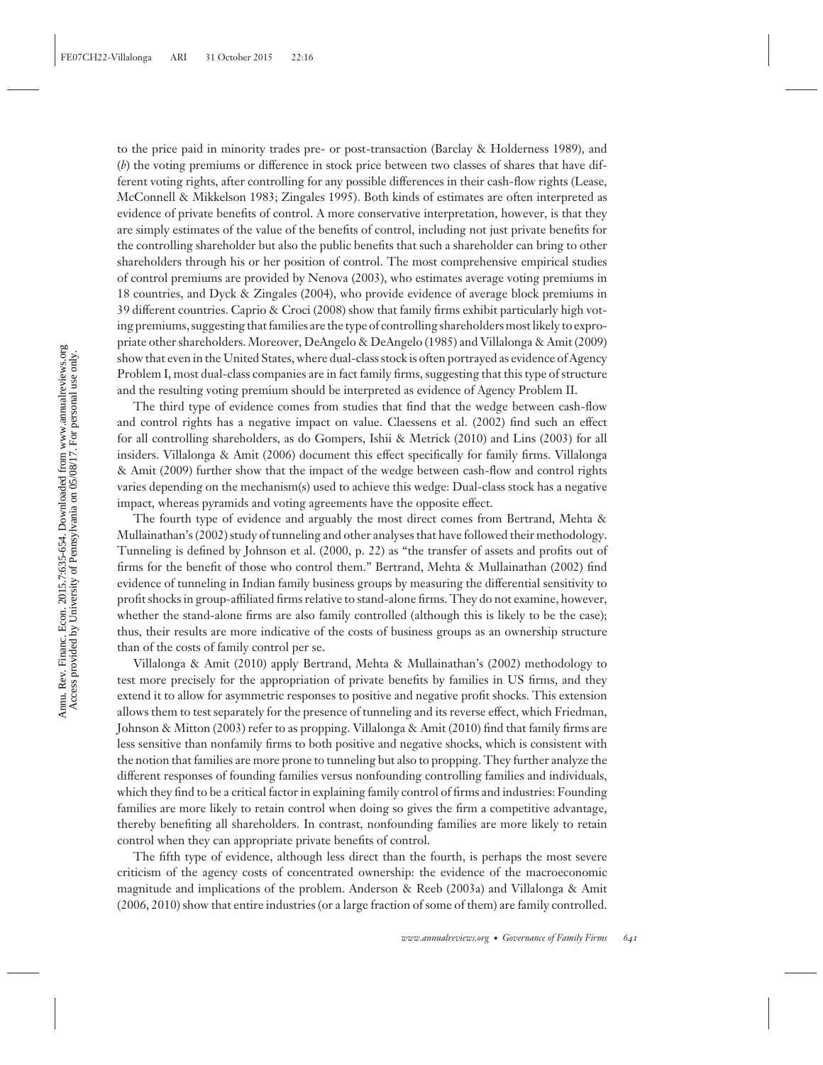to the price paid in minority trades pre- or post-transaction (Barclay & Holderness 1989), and (*b*) the voting premiums or difference in stock price between two classes of shares that have different voting rights, after controlling for any possible differences in their cash-flow rights (Lease, McConnell & Mikkelson 1983; Zingales 1995). Both kinds of estimates are often interpreted as evidence of private benefits of control. A more conservative interpretation, however, is that they are simply estimates of the value of the benefits of control, including not just private benefits for the controlling shareholder but also the public benefits that such a shareholder can bring to other shareholders through his or her position of control. The most comprehensive empirical studies of control premiums are provided by Nenova (2003), who estimates average voting premiums in 18 countries, and Dyck & Zingales (2004), who provide evidence of average block premiums in 39 different countries. Caprio & Croci (2008) show that family firms exhibit particularly high voting premiums, suggesting that families are the type of controlling shareholders most likely to expropriate other shareholders. Moreover, DeAngelo & DeAngelo (1985) and Villalonga & Amit (2009) show that even in the United States, where dual-class stock is often portrayed as evidence of Agency Problem I, most dual-class companies are in fact family firms, suggesting that this type of structure and the resulting voting premium should be interpreted as evidence of Agency Problem II.

The third type of evidence comes from studies that find that the wedge between cash-flow and control rights has a negative impact on value. Claessens et al. (2002) find such an effect for all controlling shareholders, as do Gompers, Ishii & Metrick (2010) and Lins (2003) for all insiders. Villalonga & Amit (2006) document this effect specifically for family firms. Villalonga & Amit (2009) further show that the impact of the wedge between cash-flow and control rights varies depending on the mechanism(s) used to achieve this wedge: Dual-class stock has a negative impact, whereas pyramids and voting agreements have the opposite effect.

The fourth type of evidence and arguably the most direct comes from Bertrand, Mehta & Mullainathan's (2002) study of tunneling and other analyses that have followed their methodology. Tunneling is defined by Johnson et al. (2000, p. 22) as "the transfer of assets and profits out of firms for the benefit of those who control them." Bertrand, Mehta & Mullainathan (2002) find evidence of tunneling in Indian family business groups by measuring the differential sensitivity to profit shocks in group-affiliated firms relative to stand-alone firms. They do not examine, however, whether the stand-alone firms are also family controlled (although this is likely to be the case); thus, their results are more indicative of the costs of business groups as an ownership structure than of the costs of family control per se.

Villalonga & Amit (2010) apply Bertrand, Mehta & Mullainathan's (2002) methodology to test more precisely for the appropriation of private benefits by families in US firms, and they extend it to allow for asymmetric responses to positive and negative profit shocks. This extension allows them to test separately for the presence of tunneling and its reverse effect, which Friedman, Johnson & Mitton (2003) refer to as propping. Villalonga & Amit (2010) find that family firms are less sensitive than nonfamily firms to both positive and negative shocks, which is consistent with the notion that families are more prone to tunneling but also to propping. They further analyze the different responses of founding families versus nonfounding controlling families and individuals, which they find to be a critical factor in explaining family control of firms and industries: Founding families are more likely to retain control when doing so gives the firm a competitive advantage, thereby benefiting all shareholders. In contrast, nonfounding families are more likely to retain control when they can appropriate private benefits of control.

The fifth type of evidence, although less direct than the fourth, is perhaps the most severe criticism of the agency costs of concentrated ownership: the evidence of the macroeconomic magnitude and implications of the problem. Anderson & Reeb (2003a) and Villalonga & Amit (2006, 2010) show that entire industries (or a large fraction of some of them) are family controlled.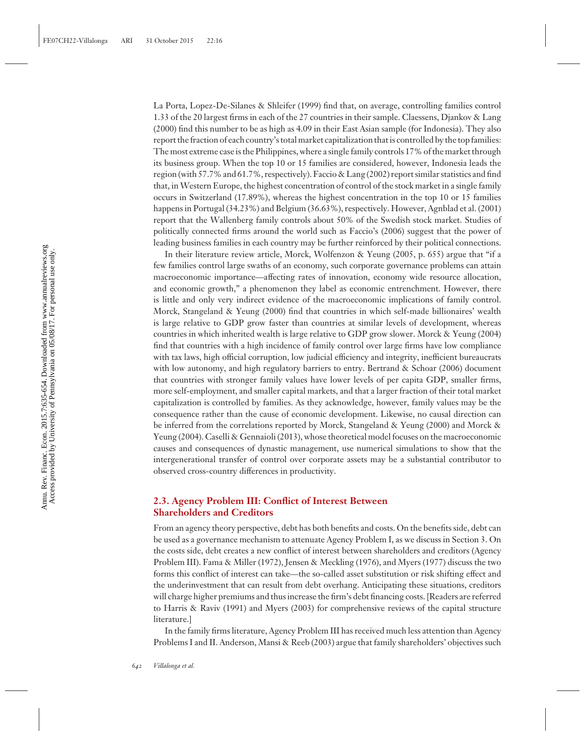La Porta, Lopez-De-Silanes & Shleifer (1999) find that, on average, controlling families control 1.33 of the 20 largest firms in each of the 27 countries in their sample. Claessens, Djankov & Lang (2000) find this number to be as high as 4.09 in their East Asian sample (for Indonesia). They also report the fraction of each country's total market capitalization that is controlled by the top families: The most extreme case is the Philippines, where a single family controls 17% of the market through its business group. When the top 10 or 15 families are considered, however, Indonesia leads the region (with 57.7% and 61.7%, respectively). Faccio & Lang (2002) report similar statistics and find that, in Western Europe, the highest concentration of control of the stock market in a single family occurs in Switzerland (17.89%), whereas the highest concentration in the top 10 or 15 families happens in Portugal (34.23%) and Belgium (36.63%), respectively. However, Agnblad et al. (2001) report that the Wallenberg family controls about 50% of the Swedish stock market. Studies of politically connected firms around the world such as Faccio's (2006) suggest that the power of leading business families in each country may be further reinforced by their political connections.

In their literature review article, Morck, Wolfenzon & Yeung (2005, p. 655) argue that "if a few families control large swaths of an economy, such corporate governance problems can attain macroeconomic importance—affecting rates of innovation, economy wide resource allocation, and economic growth," a phenomenon they label as economic entrenchment. However, there is little and only very indirect evidence of the macroeconomic implications of family control. Morck, Stangeland & Yeung (2000) find that countries in which self-made billionaires' wealth is large relative to GDP grow faster than countries at similar levels of development, whereas countries in which inherited wealth is large relative to GDP grow slower. Morck & Yeung (2004) find that countries with a high incidence of family control over large firms have low compliance with tax laws, high official corruption, low judicial efficiency and integrity, inefficient bureaucrats with low autonomy, and high regulatory barriers to entry. Bertrand & Schoar (2006) document that countries with stronger family values have lower levels of per capita GDP, smaller firms, more self-employment, and smaller capital markets, and that a larger fraction of their total market capitalization is controlled by families. As they acknowledge, however, family values may be the consequence rather than the cause of economic development. Likewise, no causal direction can be inferred from the correlations reported by Morck, Stangeland & Yeung (2000) and Morck & Yeung (2004). Caselli & Gennaioli (2013), whose theoretical model focuses on the macroeconomic causes and consequences of dynastic management, use numerical simulations to show that the intergenerational transfer of control over corporate assets may be a substantial contributor to observed cross-country differences in productivity.

### 2.3. Agency Problem III: Conflict of Interest Between Shareholders and Creditors

From an agency theory perspective, debt has both benefits and costs. On the benefits side, debt can be used as a governance mechanism to attenuate Agency Problem I, as we discuss in Section 3. On the costs side, debt creates a new conflict of interest between shareholders and creditors (Agency Problem III). Fama & Miller (1972), Jensen & Meckling (1976), and Myers (1977) discuss the two forms this conflict of interest can take—the so-called asset substitution or risk shifting effect and the underinvestment that can result from debt overhang. Anticipating these situations, creditors will charge higher premiums and thus increase the firm's debt financing costs. [Readers are referred to Harris & Raviv (1991) and Myers (2003) for comprehensive reviews of the capital structure literature.]

In the family firms literature, Agency Problem III has received much less attention than Agency Problems I and II. Anderson, Mansi & Reeb (2003) argue that family shareholders' objectives such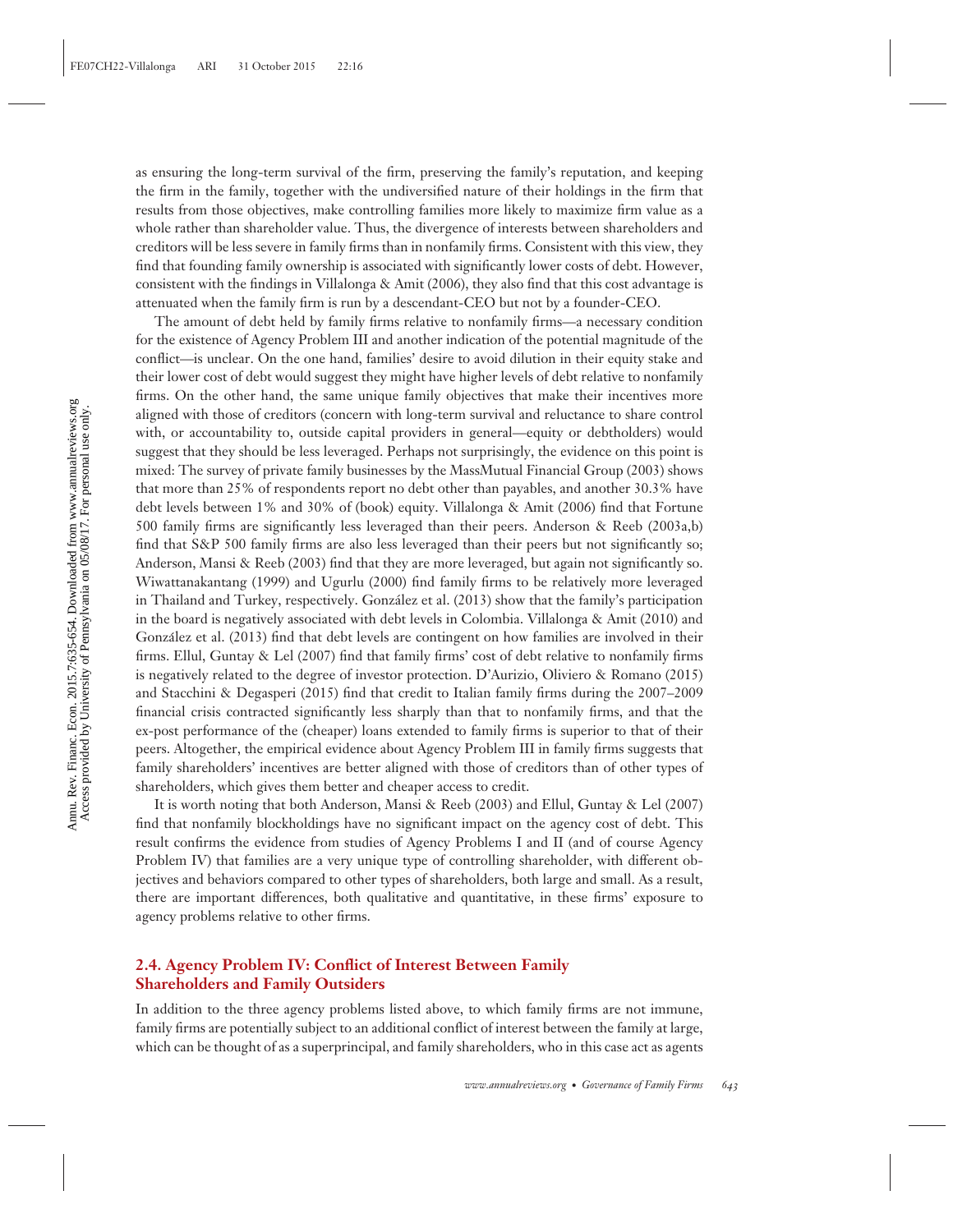as ensuring the long-term survival of the firm, preserving the family's reputation, and keeping the firm in the family, together with the undiversified nature of their holdings in the firm that results from those objectives, make controlling families more likely to maximize firm value as a whole rather than shareholder value. Thus, the divergence of interests between shareholders and creditors will be less severe in family firms than in nonfamily firms. Consistent with this view, they find that founding family ownership is associated with significantly lower costs of debt. However, consistent with the findings in Villalonga & Amit (2006), they also find that this cost advantage is attenuated when the family firm is run by a descendant-CEO but not by a founder-CEO.

The amount of debt held by family firms relative to nonfamily firms—a necessary condition for the existence of Agency Problem III and another indication of the potential magnitude of the conflict—is unclear. On the one hand, families' desire to avoid dilution in their equity stake and their lower cost of debt would suggest they might have higher levels of debt relative to nonfamily firms. On the other hand, the same unique family objectives that make their incentives more aligned with those of creditors (concern with long-term survival and reluctance to share control with, or accountability to, outside capital providers in general—equity or debtholders) would suggest that they should be less leveraged. Perhaps not surprisingly, the evidence on this point is mixed: The survey of private family businesses by the MassMutual Financial Group (2003) shows that more than 25% of respondents report no debt other than payables, and another 30.3% have debt levels between 1% and 30% of (book) equity. Villalonga & Amit (2006) find that Fortune 500 family firms are significantly less leveraged than their peers. Anderson & Reeb (2003a,b) find that S&P 500 family firms are also less leveraged than their peers but not significantly so; Anderson, Mansi & Reeb (2003) find that they are more leveraged, but again not significantly so. Wiwattanakantang (1999) and Ugurlu (2000) find family firms to be relatively more leveraged in Thailand and Turkey, respectively. González et al. (2013) show that the family's participation in the board is negatively associated with debt levels in Colombia. Villalonga & Amit (2010) and González et al. (2013) find that debt levels are contingent on how families are involved in their firms. Ellul, Guntay & Lel (2007) find that family firms' cost of debt relative to nonfamily firms is negatively related to the degree of investor protection. D'Aurizio, Oliviero & Romano (2015) and Stacchini & Degasperi (2015) find that credit to Italian family firms during the 2007–2009 financial crisis contracted significantly less sharply than that to nonfamily firms, and that the ex-post performance of the (cheaper) loans extended to family firms is superior to that of their peers. Altogether, the empirical evidence about Agency Problem III in family firms suggests that family shareholders' incentives are better aligned with those of creditors than of other types of shareholders, which gives them better and cheaper access to credit.

It is worth noting that both Anderson, Mansi & Reeb (2003) and Ellul, Guntay & Lel (2007) find that nonfamily blockholdings have no significant impact on the agency cost of debt. This result confirms the evidence from studies of Agency Problems I and II (and of course Agency Problem IV) that families are a very unique type of controlling shareholder, with different objectives and behaviors compared to other types of shareholders, both large and small. As a result, there are important differences, both qualitative and quantitative, in these firms' exposure to agency problems relative to other firms.

### 2.4. Agency Problem IV: Conflict of Interest Between Family Shareholders and Family Outsiders

In addition to the three agency problems listed above, to which family firms are not immune, family firms are potentially subject to an additional conflict of interest between the family at large, which can be thought of as a superprincipal, and family shareholders, who in this case act as agents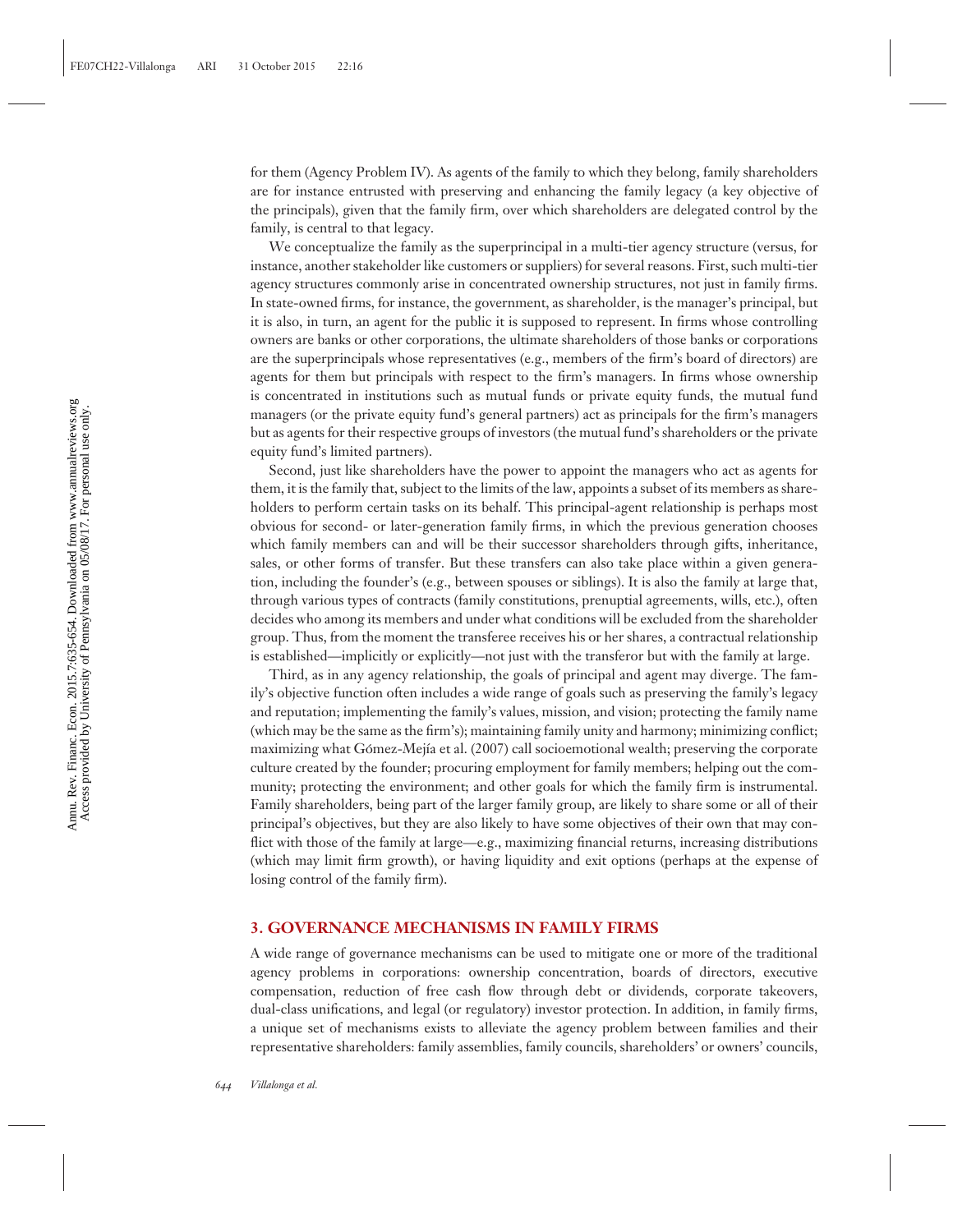for them (Agency Problem IV). As agents of the family to which they belong, family shareholders are for instance entrusted with preserving and enhancing the family legacy (a key objective of the principals), given that the family firm, over which shareholders are delegated control by the family, is central to that legacy.

We conceptualize the family as the superprincipal in a multi-tier agency structure (versus, for instance, another stakeholder like customers or suppliers) for several reasons. First, such multi-tier agency structures commonly arise in concentrated ownership structures, not just in family firms. In state-owned firms, for instance, the government, as shareholder, is the manager's principal, but it is also, in turn, an agent for the public it is supposed to represent. In firms whose controlling owners are banks or other corporations, the ultimate shareholders of those banks or corporations are the superprincipals whose representatives (e.g., members of the firm's board of directors) are agents for them but principals with respect to the firm's managers. In firms whose ownership is concentrated in institutions such as mutual funds or private equity funds, the mutual fund managers (or the private equity fund's general partners) act as principals for the firm's managers but as agents for their respective groups of investors (the mutual fund's shareholders or the private equity fund's limited partners).

Second, just like shareholders have the power to appoint the managers who act as agents for them, it is the family that, subject to the limits of the law, appoints a subset of its members as shareholders to perform certain tasks on its behalf. This principal-agent relationship is perhaps most obvious for second- or later-generation family firms, in which the previous generation chooses which family members can and will be their successor shareholders through gifts, inheritance, sales, or other forms of transfer. But these transfers can also take place within a given generation, including the founder's (e.g., between spouses or siblings). It is also the family at large that, through various types of contracts (family constitutions, prenuptial agreements, wills, etc.), often decides who among its members and under what conditions will be excluded from the shareholder group. Thus, from the moment the transferee receives his or her shares, a contractual relationship is established—implicitly or explicitly—not just with the transferor but with the family at large.

Third, as in any agency relationship, the goals of principal and agent may diverge. The family's objective function often includes a wide range of goals such as preserving the family's legacy and reputation; implementing the family's values, mission, and vision; protecting the family name (which may be the same as the firm's); maintaining family unity and harmony; minimizing conflict; maximizing what Gómez-Mejía et al. (2007) call socioemotional wealth; preserving the corporate culture created by the founder; procuring employment for family members; helping out the community; protecting the environment; and other goals for which the family firm is instrumental. Family shareholders, being part of the larger family group, are likely to share some or all of their principal's objectives, but they are also likely to have some objectives of their own that may conflict with those of the family at large—e.g., maximizing financial returns, increasing distributions (which may limit firm growth), or having liquidity and exit options (perhaps at the expense of losing control of the family firm).

## 3. GOVERNANCE MECHANISMS IN FAMILY FIRMS

A wide range of governance mechanisms can be used to mitigate one or more of the traditional agency problems in corporations: ownership concentration, boards of directors, executive compensation, reduction of free cash flow through debt or dividends, corporate takeovers, dual-class unifications, and legal (or regulatory) investor protection. In addition, in family firms, a unique set of mechanisms exists to alleviate the agency problem between families and their representative shareholders: family assemblies, family councils, shareholders' or owners' councils,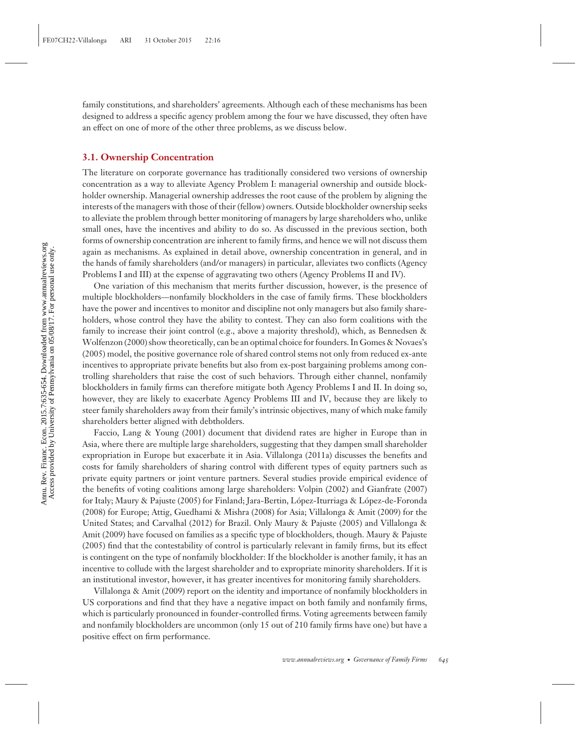family constitutions, and shareholders' agreements. Although each of these mechanisms has been designed to address a specific agency problem among the four we have discussed, they often have an effect on one of more of the other three problems, as we discuss below.

## 3.1. Ownership Concentration

The literature on corporate governance has traditionally considered two versions of ownership concentration as a way to alleviate Agency Problem I: managerial ownership and outside blockholder ownership. Managerial ownership addresses the root cause of the problem by aligning the interests of the managers with those of their (fellow) owners. Outside blockholder ownership seeks to alleviate the problem through better monitoring of managers by large shareholders who, unlike small ones, have the incentives and ability to do so. As discussed in the previous section, both forms of ownership concentration are inherent to family firms, and hence we will not discuss them again as mechanisms. As explained in detail above, ownership concentration in general, and in the hands of family shareholders (and/or managers) in particular, alleviates two conflicts (Agency Problems I and III) at the expense of aggravating two others (Agency Problems II and IV).

One variation of this mechanism that merits further discussion, however, is the presence of multiple blockholders—nonfamily blockholders in the case of family firms. These blockholders have the power and incentives to monitor and discipline not only managers but also family shareholders, whose control they have the ability to contest. They can also form coalitions with the family to increase their joint control (e.g., above a majority threshold), which, as Bennedsen & Wolfenzon (2000) show theoretically, can be an optimal choice for founders. In Gomes & Novaes's (2005) model, the positive governance role of shared control stems not only from reduced ex-ante incentives to appropriate private benefits but also from ex-post bargaining problems among controlling shareholders that raise the cost of such behaviors. Through either channel, nonfamily blockholders in family firms can therefore mitigate both Agency Problems I and II. In doing so, however, they are likely to exacerbate Agency Problems III and IV, because they are likely to steer family shareholders away from their family's intrinsic objectives, many of which make family shareholders better aligned with debtholders.

Faccio, Lang & Young (2001) document that dividend rates are higher in Europe than in Asia, where there are multiple large shareholders, suggesting that they dampen small shareholder expropriation in Europe but exacerbate it in Asia. Villalonga (2011a) discusses the benefits and costs for family shareholders of sharing control with different types of equity partners such as private equity partners or joint venture partners. Several studies provide empirical evidence of the benefits of voting coalitions among large shareholders: Volpin (2002) and Gianfrate (2007) for Italy; Maury & Pajuste (2005) for Finland; Jara-Bertin, López-Iturriaga & López-de-Foronda (2008) for Europe; Attig, Guedhami & Mishra (2008) for Asia; Villalonga & Amit (2009) for the United States; and Carvalhal (2012) for Brazil. Only Maury & Pajuste (2005) and Villalonga & Amit (2009) have focused on families as a specific type of blockholders, though. Maury & Pajuste (2005) find that the contestability of control is particularly relevant in family firms, but its effect is contingent on the type of nonfamily blockholder: If the blockholder is another family, it has an incentive to collude with the largest shareholder and to expropriate minority shareholders. If it is an institutional investor, however, it has greater incentives for monitoring family shareholders.

Villalonga & Amit (2009) report on the identity and importance of nonfamily blockholders in US corporations and find that they have a negative impact on both family and nonfamily firms, which is particularly pronounced in founder-controlled firms. Voting agreements between family and nonfamily blockholders are uncommon (only 15 out of 210 family firms have one) but have a positive effect on firm performance.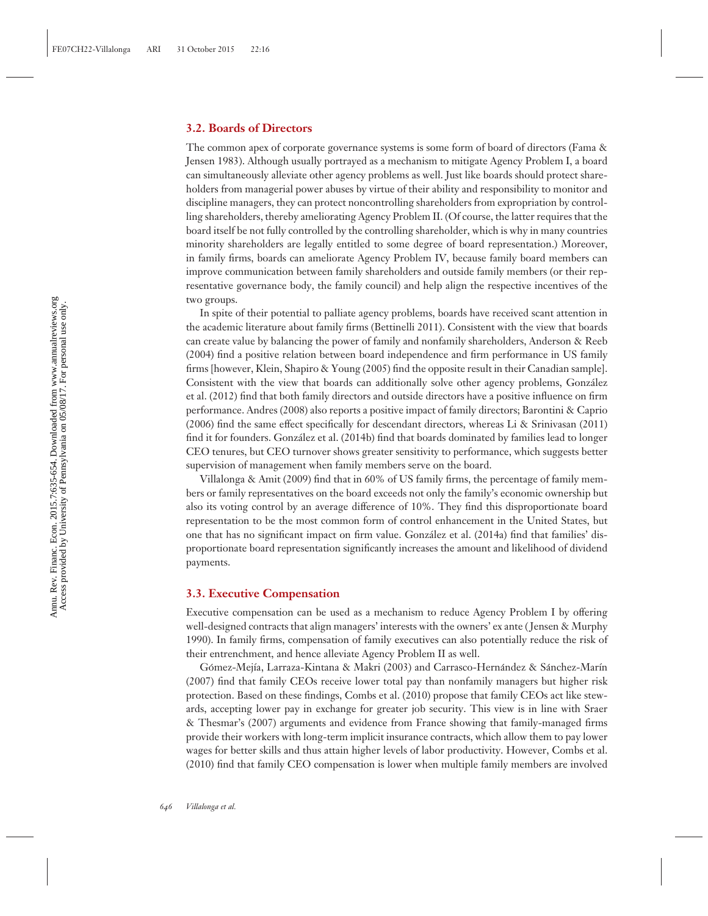### 3.2. Boards of Directors

The common apex of corporate governance systems is some form of board of directors (Fama & Jensen 1983). Although usually portrayed as a mechanism to mitigate Agency Problem I, a board can simultaneously alleviate other agency problems as well. Just like boards should protect shareholders from managerial power abuses by virtue of their ability and responsibility to monitor and discipline managers, they can protect noncontrolling shareholders from expropriation by controlling shareholders, thereby ameliorating Agency Problem II. (Of course, the latter requires that the board itself be not fully controlled by the controlling shareholder, which is why in many countries minority shareholders are legally entitled to some degree of board representation.) Moreover, in family firms, boards can ameliorate Agency Problem IV, because family board members can improve communication between family shareholders and outside family members (or their representative governance body, the family council) and help align the respective incentives of the two groups.

In spite of their potential to palliate agency problems, boards have received scant attention in the academic literature about family firms (Bettinelli 2011). Consistent with the view that boards can create value by balancing the power of family and nonfamily shareholders, Anderson & Reeb (2004) find a positive relation between board independence and firm performance in US family firms [however, Klein, Shapiro & Young (2005) find the opposite result in their Canadian sample]. Consistent with the view that boards can additionally solve other agency problems, González et al. (2012) find that both family directors and outside directors have a positive influence on firm performance. Andres (2008) also reports a positive impact of family directors; Barontini & Caprio (2006) find the same effect specifically for descendant directors, whereas Li & Srinivasan (2011) find it for founders. González et al. (2014b) find that boards dominated by families lead to longer CEO tenures, but CEO turnover shows greater sensitivity to performance, which suggests better supervision of management when family members serve on the board.

Villalonga & Amit (2009) find that in 60% of US family firms, the percentage of family members or family representatives on the board exceeds not only the family's economic ownership but also its voting control by an average difference of 10%. They find this disproportionate board representation to be the most common form of control enhancement in the United States, but one that has no significant impact on firm value. González et al. (2014a) find that families' disproportionate board representation significantly increases the amount and likelihood of dividend payments.

### 3.3. Executive Compensation

Executive compensation can be used as a mechanism to reduce Agency Problem I by offering well-designed contracts that align managers' interests with the owners' ex ante (Jensen & Murphy 1990). In family firms, compensation of family executives can also potentially reduce the risk of their entrenchment, and hence alleviate Agency Problem II as well.

Gómez-Mejía, Larraza-Kintana & Makri (2003) and Carrasco-Hernández & Sánchez-Marín (2007) find that family CEOs receive lower total pay than nonfamily managers but higher risk protection. Based on these findings, Combs et al. (2010) propose that family CEOs act like stewards, accepting lower pay in exchange for greater job security. This view is in line with Sraer & Thesmar's (2007) arguments and evidence from France showing that family-managed firms provide their workers with long-term implicit insurance contracts, which allow them to pay lower wages for better skills and thus attain higher levels of labor productivity. However, Combs et al. (2010) find that family CEO compensation is lower when multiple family members are involved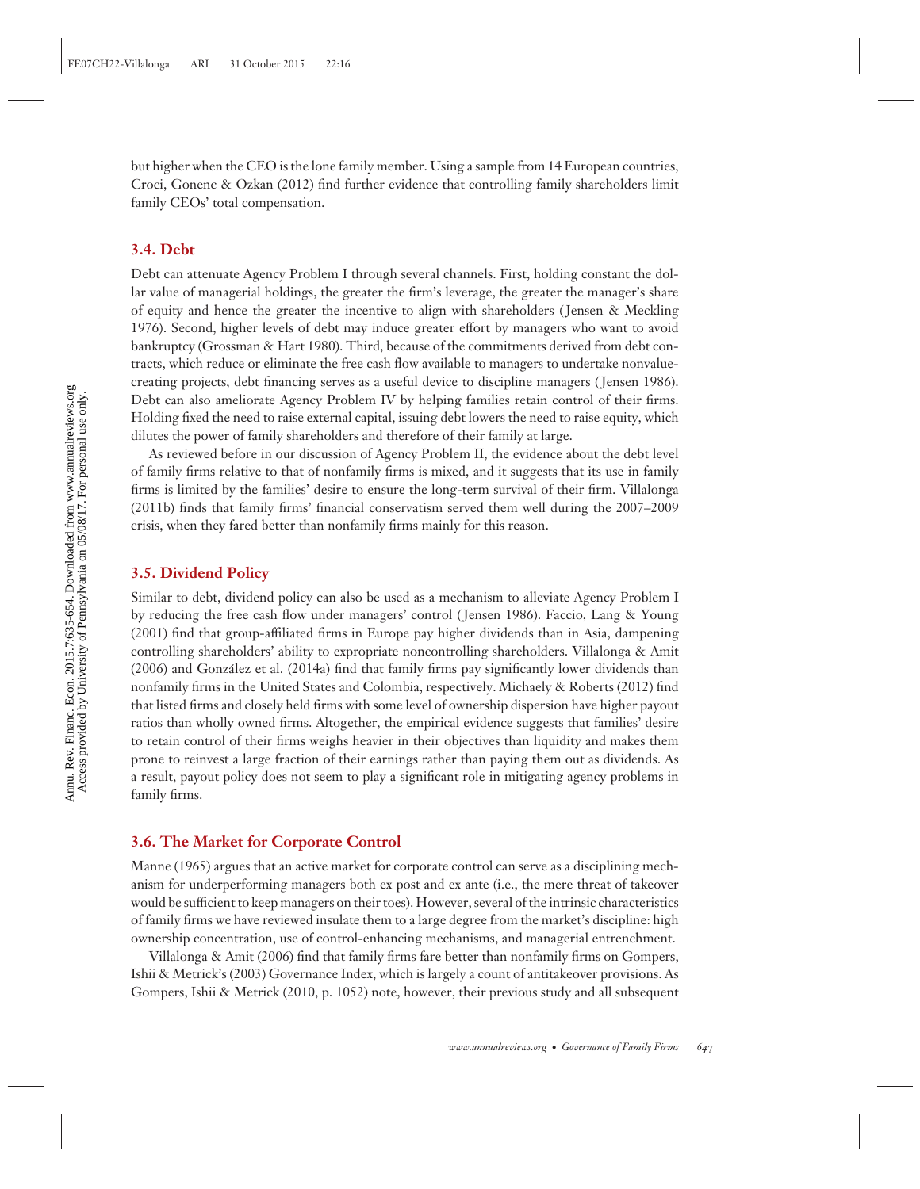but higher when the CEO is the lone family member. Using a sample from 14 European countries, Croci, Gonenc & Ozkan (2012) find further evidence that controlling family shareholders limit family CEOs' total compensation.

### 3.4. Debt

Debt can attenuate Agency Problem I through several channels. First, holding constant the dollar value of managerial holdings, the greater the firm's leverage, the greater the manager's share of equity and hence the greater the incentive to align with shareholders (Jensen & Meckling 1976). Second, higher levels of debt may induce greater effort by managers who want to avoid bankruptcy (Grossman & Hart 1980). Third, because of the commitments derived from debt contracts, which reduce or eliminate the free cash flow available to managers to undertake nonvalue-creating projects, debt financing serves as a useful device to discipline managers (Jensen 1986). Debt can also ameliorate Agency Problem IV by helping families retain control of their firms. Holding fixed the need to raise external capital, issuing debt lowers the need to raise equity, which dilutes the power of family shareholders and therefore of their family at large.

As reviewed before in our discussion of Agency Problem II, the evidence about the debt level of family firms relative to that of nonfamily firms is mixed, and it suggests that its use in family firms is limited by the families' desire to ensure the long-term survival of their firm. Villalonga (2011b) finds that family firms' financial conservatism served them well during the 2007–2009 crisis, when they fared better than nonfamily firms mainly for this reason.

### 3.5. Dividend Policy

Similar to debt, dividend policy can also be used as a mechanism to alleviate Agency Problem I by reducing the free cash flow under managers' control (Jensen 1986). Faccio, Lang & Young (2001) find that group-affiliated firms in Europe pay higher dividends than in Asia, dampening controlling shareholders' ability to expropriate noncontrolling shareholders. Villalonga & Amit (2006) and González et al. (2014a) find that family firms pay significantly lower dividends than nonfamily firms in the United States and Colombia, respectively. Michaely & Roberts (2012) find that listed firms and closely held firms with some level of ownership dispersion have higher payout ratios than wholly owned firms. Altogether, the empirical evidence suggests that families' desire to retain control of their firms weighs heavier in their objectives than liquidity and makes them prone to reinvest a large fraction of their earnings rather than paying them out as dividends. As a result, payout policy does not seem to play a significant role in mitigating agency problems in family firms.

### 3.6. The Market for Corporate Control

Manne (1965) argues that an active market for corporate control can serve as a disciplining mechanism for underperforming managers both ex post and ex ante (i.e., the mere threat of takeover would be sufficient to keep managers on their toes). However, several of the intrinsic characteristics of family firms we have reviewed insulate them to a large degree from the market's discipline: high ownership concentration, use of control-enhancing mechanisms, and managerial entrenchment.

Villalonga & Amit (2006) find that family firms fare better than nonfamily firms on Gompers, Ishii & Metrick's (2003) Governance Index, which is largely a count of antitakeover provisions. As Gompers, Ishii & Metrick (2010, p. 1052) note, however, their previous study and all subsequent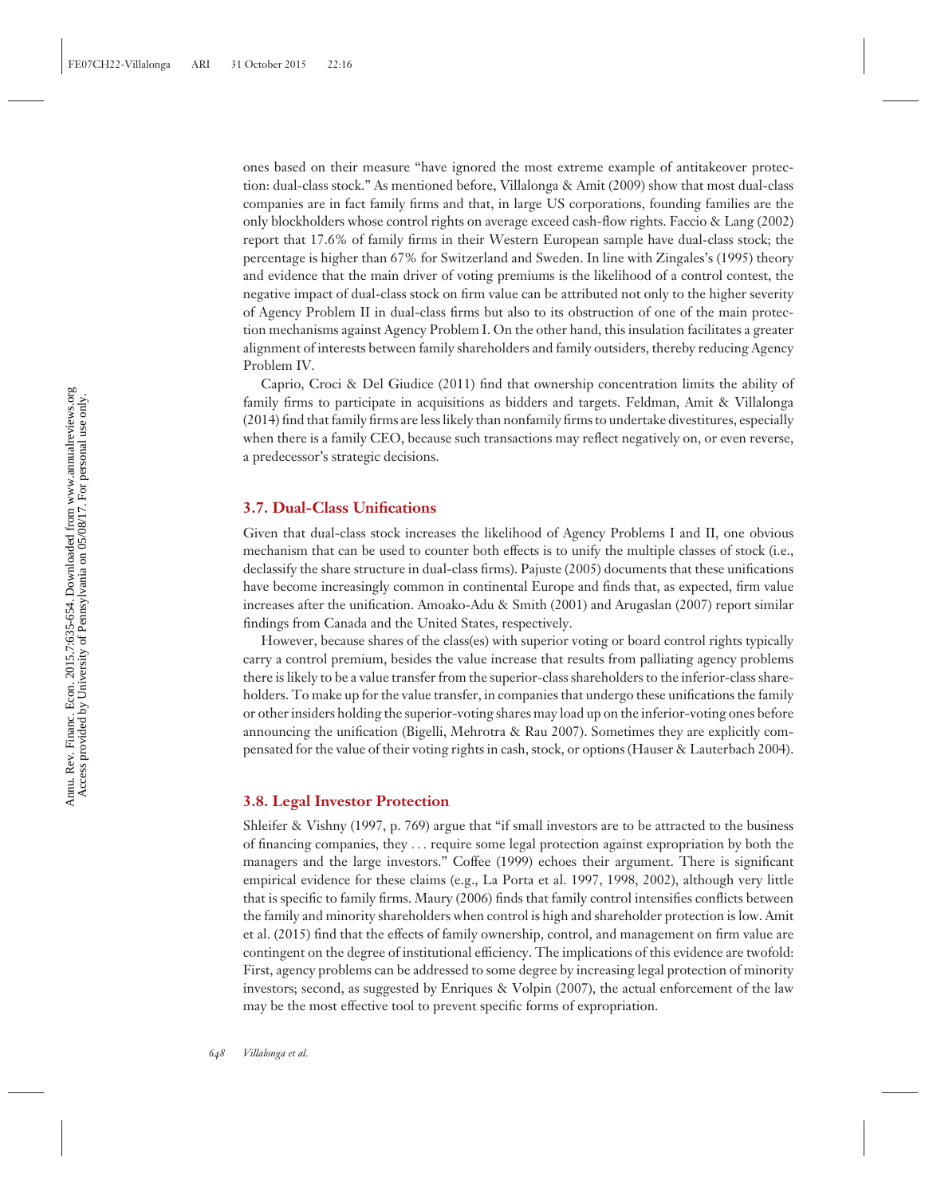ones based on their measure "have ignored the most extreme example of antitakeover protection: dual-class stock." As mentioned before, Villalonga & Amit (2009) show that most dual-class companies are in fact family firms and that, in large US corporations, founding families are the only blockholders whose control rights on average exceed cash-flow rights. Faccio & Lang (2002) report that 17.6% of family firms in their Western European sample have dual-class stock; the percentage is higher than 67% for Switzerland and Sweden. In line with Zingales's (1995) theory and evidence that the main driver of voting premiums is the likelihood of a control contest, the negative impact of dual-class stock on firm value can be attributed not only to the higher severity of Agency Problem II in dual-class firms but also to its obstruction of one of the main protection mechanisms against Agency Problem I. On the other hand, this insulation facilitates a greater alignment of interests between family shareholders and family outsiders, thereby reducing Agency Problem IV.

Caprio, Croci & Del Giudice (2011) find that ownership concentration limits the ability of family firms to participate in acquisitions as bidders and targets. Feldman, Amit & Villalonga (2014) find that family firms are less likely than nonfamily firms to undertake divestitures, especially when there is a family CEO, because such transactions may reflect negatively on, or even reverse, a predecessor's strategic decisions.

### 3.7. Dual-Class Unifications

Given that dual-class stock increases the likelihood of Agency Problems I and II, one obvious mechanism that can be used to counter both effects is to unify the multiple classes of stock (i.e., declassify the share structure in dual-class firms). Pajuste (2005) documents that these unifications have become increasingly common in continental Europe and finds that, as expected, firm value increases after the unification. Amoako-Adu & Smith (2001) and Arugaslan (2007) report similar findings from Canada and the United States, respectively.

However, because shares of the class(es) with superior voting or board control rights typically carry a control premium, besides the value increase that results from palliating agency problems there is likely to be a value transfer from the superior-class shareholders to the inferior-class shareholders. To make up for the value transfer, in companies that undergo these unifications the family or other insiders holding the superior-voting shares may load up on the inferior-voting ones before announcing the unification (Bigelli, Mehrotra & Rau 2007). Sometimes they are explicitly compensated for the value of their voting rights in cash, stock, or options (Hauser & Lauterbach 2004).

### 3.8. Legal Investor Protection

Shleifer & Vishny (1997, p. 769) argue that "if small investors are to be attracted to the business of financing companies, they ... require some legal protection against expropriation by both the managers and the large investors." Coffee (1999) echoes their argument. There is significant empirical evidence for these claims (e.g., La Porta et al. 1997, 1998, 2002), although very little that is specific to family firms. Maury (2006) finds that family control intensifies conflicts between the family and minority shareholders when control is high and shareholder protection is low. Amit et al. (2015) find that the effects of family ownership, control, and management on firm value are contingent on the degree of institutional efficiency. The implications of this evidence are twofold: First, agency problems can be addressed to some degree by increasing legal protection of minority investors; second, as suggested by Enriques & Volpin (2007), the actual enforcement of the law may be the most effective tool to prevent specific forms of expropriation.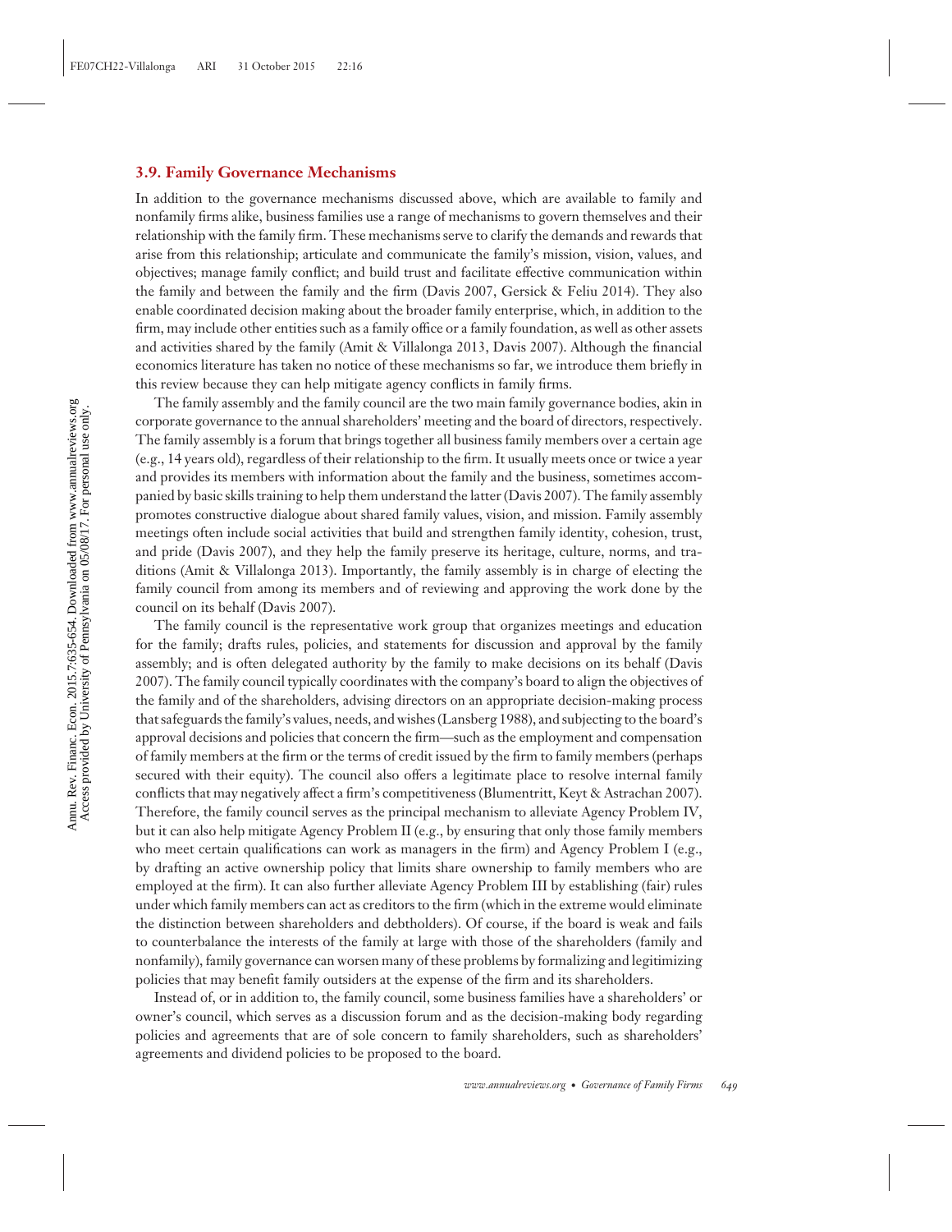### 3.9. Family Governance Mechanisms

In addition to the governance mechanisms discussed above, which are available to family and nonfamily firms alike, business families use a range of mechanisms to govern themselves and their relationship with the family firm. These mechanisms serve to clarify the demands and rewards that arise from this relationship; articulate and communicate the family's mission, vision, values, and objectives; manage family conflict; and build trust and facilitate effective communication within the family and between the family and the firm (Davis 2007, Gersick & Feliu 2014). They also enable coordinated decision making about the broader family enterprise, which, in addition to the firm, may include other entities such as a family office or a family foundation, as well as other assets and activities shared by the family (Amit & Villalonga 2013, Davis 2007). Although the financial economics literature has taken no notice of these mechanisms so far, we introduce them briefly in this review because they can help mitigate agency conflicts in family firms.

The family assembly and the family council are the two main family governance bodies, akin in corporate governance to the annual shareholders' meeting and the board of directors, respectively. The family assembly is a forum that brings together all business family members over a certain age (e.g., 14 years old), regardless of their relationship to the firm. It usually meets once or twice a year and provides its members with information about the family and the business, sometimes accompanied by basic skills training to help them understand the latter (Davis 2007). The family assembly promotes constructive dialogue about shared family values, vision, and mission. Family assembly meetings often include social activities that build and strengthen family identity, cohesion, trust, and pride (Davis 2007), and they help the family preserve its heritage, culture, norms, and traditions (Amit & Villalonga 2013). Importantly, the family assembly is in charge of electing the family council from among its members and of reviewing and approving the work done by the council on its behalf (Davis 2007).

The family council is the representative work group that organizes meetings and education for the family; drafts rules, policies, and statements for discussion and approval by the family assembly; and is often delegated authority by the family to make decisions on its behalf (Davis 2007). The family council typically coordinates with the company's board to align the objectives of the family and of the shareholders, advising directors on an appropriate decision-making process that safeguards the family's values, needs, and wishes (Lansberg 1988), and subjecting to the board's approval decisions and policies that concern the firm—such as the employment and compensation of family members at the firm or the terms of credit issued by the firm to family members (perhaps secured with their equity). The council also offers a legitimate place to resolve internal family conflicts that may negatively affect a firm's competitiveness (Blumentritt, Keyt & Astrachan 2007). Therefore, the family council serves as the principal mechanism to alleviate Agency Problem IV, but it can also help mitigate Agency Problem II (e.g., by ensuring that only those family members who meet certain qualifications can work as managers in the firm) and Agency Problem I (e.g., by drafting an active ownership policy that limits share ownership to family members who are employed at the firm). It can also further alleviate Agency Problem III by establishing (fair) rules under which family members can act as creditors to the firm (which in the extreme would eliminate the distinction between shareholders and debtholders). Of course, if the board is weak and fails to counterbalance the interests of the family at large with those of the shareholders (family and nonfamily), family governance can worsen many of these problems by formalizing and legitimizing policies that may benefit family outsiders at the expense of the firm and its shareholders.

Instead of, or in addition to, the family council, some business families have a shareholders' or owner's council, which serves as a discussion forum and as the decision-making body regarding policies and agreements that are of sole concern to family shareholders, such as shareholders' agreements and dividend policies to be proposed to the board.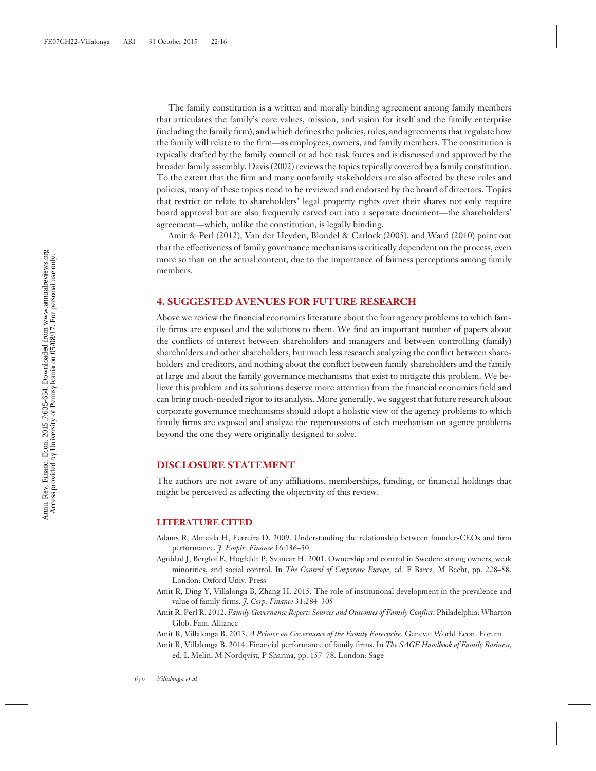The family constitution is a written and morally binding agreement among family members that articulates the family's core values, mission, and vision for itself and the family enterprise (including the family firm), and which defines the policies, rules, and agreements that regulate how the family will relate to the firm—as employees, owners, and family members. The constitution is typically drafted by the family council or ad hoc task forces and is discussed and approved by the broader family assembly. Davis (2002) reviews the topics typically covered by a family constitution. To the extent that the firm and many nonfamily stakeholders are also affected by these rules and policies, many of these topics need to be reviewed and endorsed by the board of directors. Topics that restrict or relate to shareholders' legal property rights over their shares not only require board approval but are also frequently carved out into a separate document—the shareholders' agreement—which, unlike the constitution, is legally binding.

Amit & Perl (2012), Van der Heyden, Blondel & Carlock (2005), and Ward (2010) point out that the effectiveness of family governance mechanisms is critically dependent on the process, even more so than on the actual content, due to the importance of fairness perceptions among family members.

## 4. SUGGESTED AVENUES FOR FUTURE RESEARCH

Above we review the financial economics literature about the four agency problems to which family firms are exposed and the solutions to them. We find an important number of papers about the conflicts of interest between shareholders and managers and between controlling (family) shareholders and other shareholders, but much less research analyzing the conflict between shareholders and creditors, and nothing about the conflict between family shareholders and the family at large and about the family governance mechanisms that exist to mitigate this problem. We believe this problem and its solutions deserve more attention from the financial economics field and can bring much-needed rigor to its analysis. More generally, we suggest that future research about corporate governance mechanisms should adopt a holistic view of the agency problems to which family firms are exposed and analyze the repercussions of each mechanism on agency problems beyond the one they were originally designed to solve.

## DISCLOSURE STATEMENT

The authors are not aware of any affiliations, memberships, funding, or financial holdings that might be perceived as affecting the objectivity of this review.

### LITERATURE CITED

Adams R, Almeida H, Ferreira D. 2009. Understanding the relationship between founder-CEOs and firm performance. *J. Empir. Finance* 16:136–50

Agnblad J, Berglof E, Hogfeldt P, Svancar H. 2001. Ownership and control in Sweden: strong owners, weak minorities, and social control. In *The Control of Corporate Europe*, ed. F Barca, M Becht, pp. 228–58. London: Oxford Univ. Press

Amit R, Ding Y, Villalonga B, Zhang H. 2015. The role of institutional development in the prevalence and value of family firms. *J. Corp. Finance* 31:284–305

Amit R, Perl R. 2012. *Family Governance Report: Sources and Outcomes of Family Conflict*. Philadelphia: Wharton Glob. Fam. Alliance

Amit R, Villalonga B. 2013. *A Primer on Governance of the Family Enterprise*. Geneva: World Econ. Forum

Amit R, Villalonga B. 2014. Financial performance of family firms. In *The SAGE Handbook of Family Business*, ed. L Melin, M Nordqvist, P Sharma, pp. 157–78. London: Sage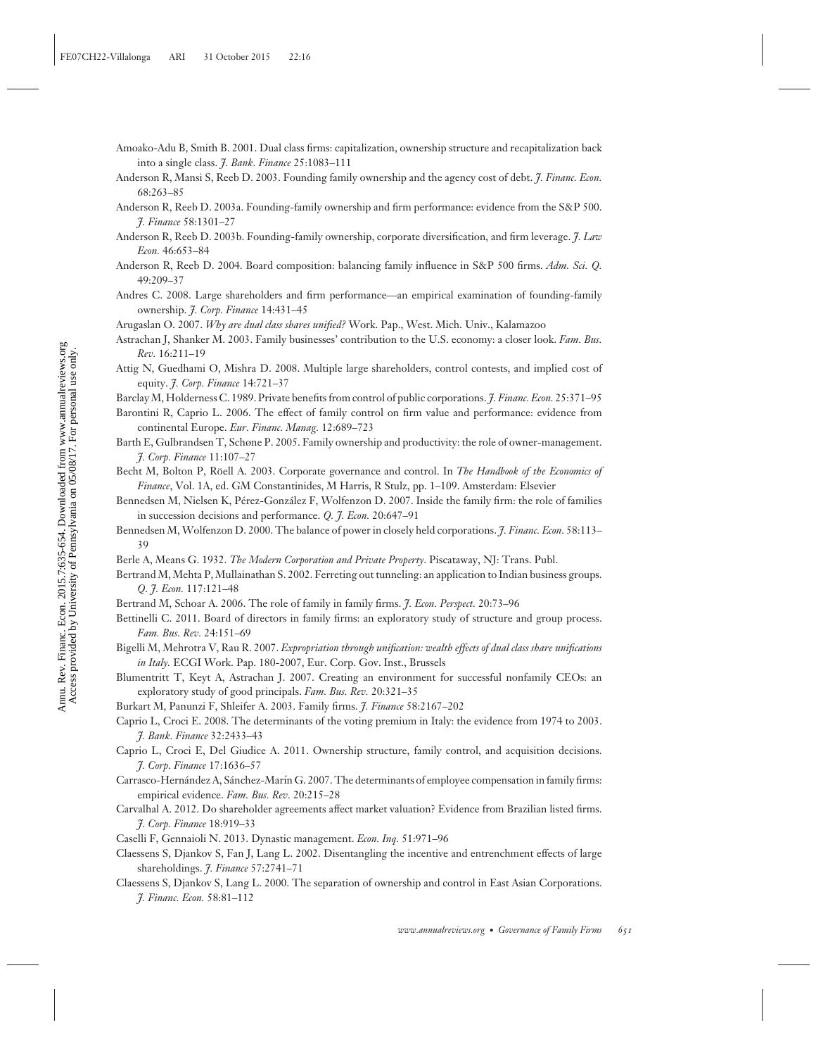Amoako-Adu B, Smith B. 2001. Dual class firms: capitalization, ownership structure and recapitalization back into a single class. *J. Bank. Finance* 25:1083–111

Anderson R, Mansi S, Reeb D. 2003. Founding family ownership and the agency cost of debt. *J. Financ. Econ.* 68:263–85

Anderson R, Reeb D. 2003a. Founding-family ownership and firm performance: evidence from the S&P 500. *J. Finance* 58:1301–27

Anderson R, Reeb D. 2003b. Founding-family ownership, corporate diversification, and firm leverage. *J. Law Econ.* 46:653–84

Anderson R, Reeb D. 2004. Board composition: balancing family influence in S&P 500 firms. *Adm. Sci. Q.* 49:209–37

Andres C. 2008. Large shareholders and firm performance—an empirical examination of founding-family ownership. *J. Corp. Finance* 14:431–45

Arugaslan O. 2007. *Why are dual class shares unified?* Work. Pap., West. Mich. Univ., Kalamazoo

Astrachan J, Shanker M. 2003. Family businesses' contribution to the U.S. economy: a closer look. *Fam. Bus. Rev.* 16:211–19

Attig N, Guedhami O, Mishra D. 2008. Multiple large shareholders, control contests, and implied cost of equity. *J. Corp. Finance* 14:721–37

Barclay M, Holderness C. 1989. Private benefits from control of public corporations. *J. Financ. Econ.* 25:371–95

Barontini R, Caprio L. 2006. The effect of family control on firm value and performance: evidence from continental Europe. *Eur. Financ. Manag.* 12:689–723

Barth E, Gulbrandsen T, Schøne P. 2005. Family ownership and productivity: the role of owner-management. *J. Corp. Finance* 11:107–27

Becht M, Bolton P, Röell A. 2003. Corporate governance and control. In *The Handbook of the Economics of Finance*, Vol. 1A, ed. GM Constantinides, M Harris, R Stulz, pp. 1–109. Amsterdam: Elsevier

Bennedsen M, Nielsen K, Pérez-González F, Wolfenzon D. 2007. Inside the family firm: the role of families in succession decisions and performance. *Q. J. Econ.* 20:647–91

Bennedsen M, Wolfenzon D. 2000. The balance of power in closely held corporations. *J. Financ. Econ.* 58:113–39

Berle A, Means G. 1932. *The Modern Corporation and Private Property*. Piscataway, NJ: Trans. Publ.

Bertrand M, Mehta P, Mullainathan S. 2002. Ferreting out tunneling: an application to Indian business groups. *Q. J. Econ.* 117:121–48

Bertrand M, Schoar A. 2006. The role of family in family firms. *J. Econ. Perspect.* 20:73–96

Bettinelli C. 2011. Board of directors in family firms: an exploratory study of structure and group process. *Fam. Bus. Rev.* 24:151–69

Bigelli M, Mehrotra V, Rau R. 2007. *Expropriation through unification: wealth effects of dual class share unifications in Italy.* ECGI Work. Pap. 180-2007, Eur. Corp. Gov. Inst., Brussels

Blumentritt T, Keyt A, Astrachan J. 2007. Creating an environment for successful nonfamily CEOs: an exploratory study of good principals. *Fam. Bus. Rev.* 20:321–35

Burkart M, Panunzi F, Shleifer A. 2003. Family firms. *J. Finance* 58:2167–202

Caprio L, Croci E. 2008. The determinants of the voting premium in Italy: the evidence from 1974 to 2003. *J. Bank. Finance* 32:2433–43

Caprio L, Croci E, Del Giudice A. 2011. Ownership structure, family control, and acquisition decisions. *J. Corp. Finance* 17:1636–57

Carrasco-Hernández A, Sánchez-Marín G. 2007. The determinants of employee compensation in family firms: empirical evidence. *Fam. Bus. Rev.* 20:215–28

Carvalhal A. 2012. Do shareholder agreements affect market valuation? Evidence from Brazilian listed firms. *J. Corp. Finance* 18:919–33

Caselli F, Gennaioli N. 2013. Dynastic management. *Econ. Inq.* 51:971–96

Claessens S, Djankov S, Fan J, Lang L. 2002. Disentangling the incentive and entrenchment effects of large shareholdings. *J. Finance* 57:2741–71

Claessens S, Djankov S, Lang L. 2000. The separation of ownership and control in East Asian Corporations. *J. Financ. Econ.* 58:81–112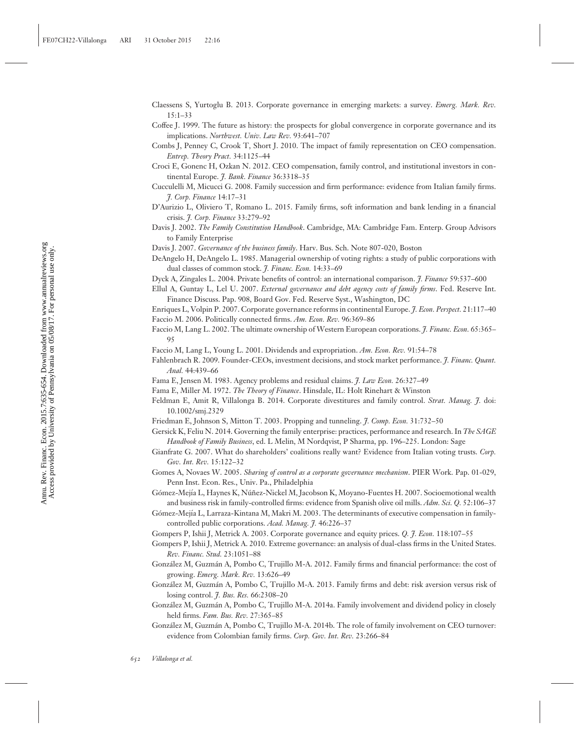Claessens S, Yurtoglu B. 2013. Corporate governance in emerging markets: a survey. *Emerg. Mark. Rev.* 15:1–33

Coffee J. 1999. The future as history: the prospects for global convergence in corporate governance and its implications. *Northwest. Univ. Law Rev.* 93:641–707

Combs J, Penney C, Crook T, Short J. 2010. The impact of family representation on CEO compensation. *Entrep. Theory Pract.* 34:1125–44

Croci E, Gonenc H, Ozkan N. 2012. CEO compensation, family control, and institutional investors in continental Europe. *J. Bank. Finance* 36:3318–35

Cucculelli M, Micucci G. 2008. Family succession and firm performance: evidence from Italian family firms. *J. Corp. Finance* 14:17–31

D'Aurizio L, Oliviero T, Romano L. 2015. Family firms, soft information and bank lending in a financial crisis. *J. Corp. Finance* 33:279–92

Davis J. 2002. *The Family Constitution Handbook*. Cambridge, MA: Cambridge Fam. Enterp. Group Advisors to Family Enterprise

Davis J. 2007. *Governance of the business family*. Harv. Bus. Sch. Note 807-020, Boston

DeAngelo H, DeAngelo L. 1985. Managerial ownership of voting rights: a study of public corporations with dual classes of common stock. *J. Financ. Econ.* 14:33–69

Dyck A, Zingales L. 2004. Private benefits of control: an international comparison. *J. Finance* 59:537–600

Ellul A, Guntay L, Lel U. 2007. *External governance and debt agency costs of family firms*. Fed. Reserve Int. Finance Discuss. Pap. 908, Board Gov. Fed. Reserve Syst., Washington, DC

Enriques L, Volpin P. 2007. Corporate governance reforms in continental Europe. *J. Econ. Perspect.* 21:117–40

Faccio M. 2006. Politically connected firms. *Am. Econ. Rev.* 96:369–86

Faccio M, Lang L. 2002. The ultimate ownership of Western European corporations. *J. Financ. Econ.* 65:365–95

Faccio M, Lang L, Young L. 2001. Dividends and expropriation. *Am. Econ. Rev.* 91:54–78

Fahlenbrach R. 2009. Founder-CEOs, investment decisions, and stock market performance. *J. Financ. Quant. Anal.* 44:439–66

Fama E, Jensen M. 1983. Agency problems and residual claims. *J. Law Econ.* 26:327–49

Fama E, Miller M. 1972. *The Theory of Finance*. Hinsdale, IL: Holt Rinehart & Winston

Feldman E, Amit R, Villalonga B. 2014. Corporate divestitures and family control. *Strat. Manag. J.* doi: 10.1002/smj.2329

Friedman E, Johnson S, Mitton T. 2003. Propping and tunneling. *J. Comp. Econ.* 31:732–50

Gersick K, Feliu N. 2014. Governing the family enterprise: practices, performance and research. In *The SAGE Handbook of Family Business*, ed. L Melin, M Nordqvist, P Sharma, pp. 196–225. London: Sage

Gianfrate G. 2007. What do shareholders' coalitions really want? Evidence from Italian voting trusts. *Corp. Gov. Int. Rev.* 15:122–32

Gomes A, Novaes W. 2005. *Sharing of control as a corporate governance mechanism*. PIER Work. Pap. 01-029, Penn Inst. Econ. Res., Univ. Pa., Philadelphia

Gómez-Mejía L, Haynes K, Núñez-Nickel M, Jacobson K, Moyano-Fuentes H. 2007. Socioemotional wealth and business risk in family-controlled firms: evidence from Spanish olive oil mills. *Adm. Sci. Q.* 52:106–37

Gómez-Mejía L, Larraza-Kintana M, Makri M. 2003. The determinants of executive compensation in family-controlled public corporations. *Acad. Manag. J.* 46:226–37

Gompers P, Ishii J, Metrick A. 2003. Corporate governance and equity prices. *Q. J. Econ.* 118:107–55

Gompers P, Ishii J, Metrick A. 2010. Extreme governance: an analysis of dual-class firms in the United States. *Rev. Financ. Stud.* 23:1051–88

González M, Guzmán A, Pombo C, Trujillo M-A. 2012. Family firms and financial performance: the cost of growing. *Emerg. Mark. Rev.* 13:626–49

González M, Guzmán A, Pombo C, Trujillo M-A. 2013. Family firms and debt: risk aversion versus risk of losing control. *J. Bus. Res.* 66:2308–20

González M, Guzmán A, Pombo C, Trujillo M-A. 2014a. Family involvement and dividend policy in closely held firms. *Fam. Bus. Rev.* 27:365–85

González M, Guzmán A, Pombo C, Trujillo M-A. 2014b. The role of family involvement on CEO turnover: evidence from Colombian family firms. *Corp. Gov. Int. Rev.* 23:266–84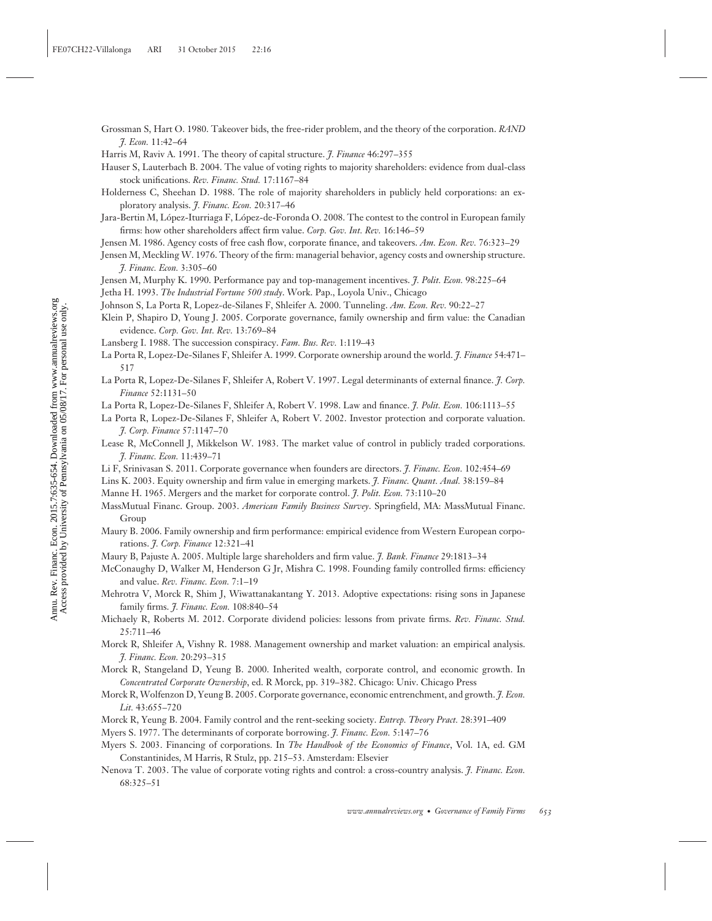Grossman S, Hart O. 1980. Takeover bids, the free-rider problem, and the theory of the corporation. *RAND J. Econ.* 11:42–64

Harris M, Raviv A. 1991. The theory of capital structure. *J. Finance* 46:297–355

Hauser S, Lauterbach B. 2004. The value of voting rights to majority shareholders: evidence from dual-class stock unifications. *Rev. Financ. Stud.* 17:1167–84

Holderness C, Sheehan D. 1988. The role of majority shareholders in publicly held corporations: an exploratory analysis. *J. Financ. Econ.* 20:317–46

Jara-Bertin M, López-Iturriaga F, López-de-Foronda O. 2008. The contest to the control in European family firms: how other shareholders affect firm value. *Corp. Gov. Int. Rev.* 16:146–59

Jensen M. 1986. Agency costs of free cash flow, corporate finance, and takeovers. *Am. Econ. Rev.* 76:323–29

Jensen M, Meckling W. 1976. Theory of the firm: managerial behavior, agency costs and ownership structure. *J. Financ. Econ.* 3:305–60

Jensen M, Murphy K. 1990. Performance pay and top-management incentives. *J. Polit. Econ.* 98:225–64

Jetha H. 1993. *The Industrial Fortune 500 study*. Work. Pap., Loyola Univ., Chicago

Johnson S, La Porta R, Lopez-de-Silanes F, Shleifer A. 2000. Tunneling. *Am. Econ. Rev.* 90:22–27

Klein P, Shapiro D, Young J. 2005. Corporate governance, family ownership and firm value: the Canadian evidence. *Corp. Gov. Int. Rev.* 13:769–84

Lansberg I. 1988. The succession conspiracy. *Fam. Bus. Rev.* 1:119–43

La Porta R, Lopez-De-Silanes F, Shleifer A. 1999. Corporate ownership around the world. *J. Finance* 54:471–517

La Porta R, Lopez-De-Silanes F, Shleifer A, Robert V. 1997. Legal determinants of external finance. *J. Corp. Finance* 52:1131–50

La Porta R, Lopez-De-Silanes F, Shleifer A, Robert V. 1998. Law and finance. *J. Polit. Econ.* 106:1113–55

La Porta R, Lopez-De-Silanes F, Shleifer A, Robert V. 2002. Investor protection and corporate valuation. *J. Corp. Finance* 57:1147–70

Lease R, McConnell J, Mikkelson W. 1983. The market value of control in publicly traded corporations. *J. Financ. Econ.* 11:439–71

Li F, Srinivasan S. 2011. Corporate governance when founders are directors. *J. Financ. Econ.* 102:454–69

Lins K. 2003. Equity ownership and firm value in emerging markets. *J. Financ. Quant. Anal.* 38:159–84

Manne H. 1965. Mergers and the market for corporate control. *J. Polit. Econ.* 73:110–20

MassMutual Financ. Group. 2003. *American Family Business Survey*. Springfield, MA: MassMutual Financ. Group

Maury B. 2006. Family ownership and firm performance: empirical evidence from Western European corporations. *J. Corp. Finance* 12:321–41

Maury B, Pajuste A. 2005. Multiple large shareholders and firm value. *J. Bank. Finance* 29:1813–34

McConaughy D, Walker M, Henderson G Jr, Mishra C. 1998. Founding family controlled firms: efficiency and value. *Rev. Financ. Econ.* 7:1–19

Mehrotra V, Morck R, Shim J, Wiwattanakantang Y. 2013. Adoptive expectations: rising sons in Japanese family firms. *J. Financ. Econ.* 108:840–54

Michaely R, Roberts M. 2012. Corporate dividend policies: lessons from private firms. *Rev. Financ. Stud.* 25:711–46

Morck R, Shleifer A, Vishny R. 1988. Management ownership and market valuation: an empirical analysis. *J. Financ. Econ.* 20:293–315

Morck R, Stangeland D, Yeung B. 2000. Inherited wealth, corporate control, and economic growth. In *Concentrated Corporate Ownership*, ed. R Morck, pp. 319–382. Chicago: Univ. Chicago Press

Morck R, Wolfenzon D, Yeung B. 2005. Corporate governance, economic entrenchment, and growth. *J. Econ. Lit.* 43:655–720

Morck R, Yeung B. 2004. Family control and the rent-seeking society. *Entrep. Theory Pract.* 28:391–409

Myers S. 1977. The determinants of corporate borrowing. *J. Financ. Econ.* 5:147–76

Myers S. 2003. Financing of corporations. In *The Handbook of the Economics of Finance*, Vol. 1A, ed. GM Constantinides, M Harris, R Stulz, pp. 215–53. Amsterdam: Elsevier

Nenova T. 2003. The value of corporate voting rights and control: a cross-country analysis. *J. Financ. Econ.* 68:325–51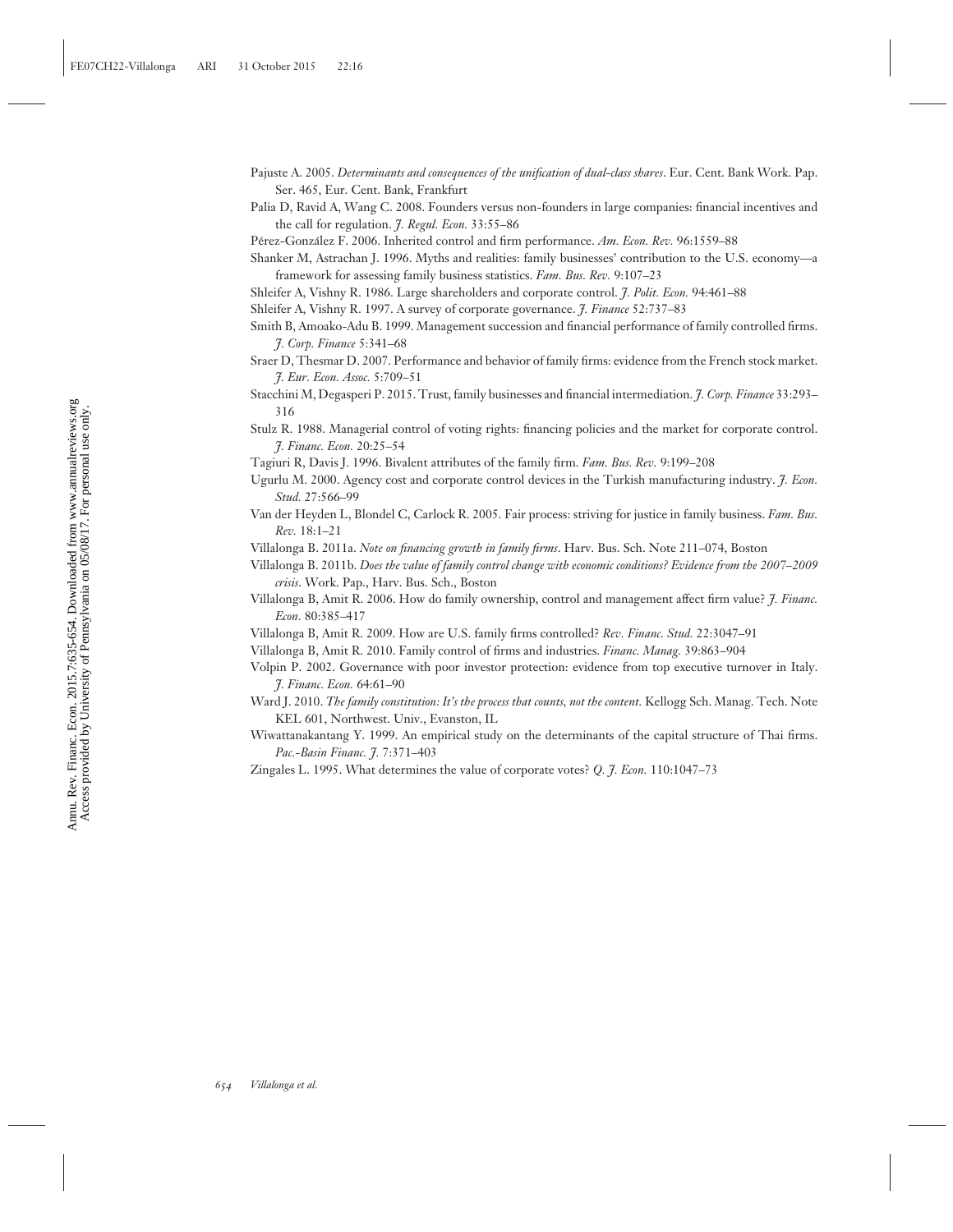Pajuste A. 2005. *Determinants and consequences of the unification of dual-class shares*. Eur. Cent. Bank Work. Pap. Ser. 465, Eur. Cent. Bank, Frankfurt

Palia D, Ravid A, Wang C. 2008. Founders versus non-founders in large companies: financial incentives and the call for regulation. *J. Regul. Econ.* 33:55–86

Pérez-González F. 2006. Inherited control and firm performance. *Am. Econ. Rev.* 96:1559–88

Shanker M, Astrachan J. 1996. Myths and realities: family businesses' contribution to the U.S. economy—a framework for assessing family business statistics. *Fam. Bus. Rev.* 9:107–23

Shleifer A, Vishny R. 1986. Large shareholders and corporate control. *J. Polit. Econ.* 94:461–88

Shleifer A, Vishny R. 1997. A survey of corporate governance. *J. Finance* 52:737–83

Smith B, Amoako-Adu B. 1999. Management succession and financial performance of family controlled firms. *J. Corp. Finance* 5:341–68

Sraer D, Thesmar D. 2007. Performance and behavior of family firms: evidence from the French stock market. *J. Eur. Econ. Assoc.* 5:709–51

Stacchini M, Degasperi P. 2015. Trust, family businesses and financial intermediation. *J. Corp. Finance* 33:293–316

Stulz R. 1988. Managerial control of voting rights: financing policies and the market for corporate control. *J. Financ. Econ.* 20:25–54

Tagiuri R, Davis J. 1996. Bivalent attributes of the family firm. *Fam. Bus. Rev.* 9:199–208

Ugurlu M. 2000. Agency cost and corporate control devices in the Turkish manufacturing industry. *J. Econ. Stud.* 27:566–99

Van der Heyden L, Blondel C, Carlock R. 2005. Fair process: striving for justice in family business. *Fam. Bus. Rev.* 18:1–21

Villalonga B. 2011a. *Note on financing growth in family firms*. Harv. Bus. Sch. Note 211–074, Boston

Villalonga B. 2011b. *Does the value of family control change with economic conditions? Evidence from the 2007–2009 crisis*. Work. Pap., Harv. Bus. Sch., Boston

Villalonga B, Amit R. 2006. How do family ownership, control and management affect firm value? *J. Financ. Econ.* 80:385–417

Villalonga B, Amit R. 2009. How are U.S. family firms controlled? *Rev. Financ. Stud.* 22:3047–91

Villalonga B, Amit R. 2010. Family control of firms and industries. *Financ. Manag.* 39:863–904

Volpin P. 2002. Governance with poor investor protection: evidence from top executive turnover in Italy. *J. Financ. Econ.* 64:61–90

Ward J. 2010. *The family constitution: It's the process that counts, not the content*. Kellogg Sch. Manag. Tech. Note KEL 601, Northwest. Univ., Evanston, IL

Wiwattanakantang Y. 1999. An empirical study on the determinants of the capital structure of Thai firms. *Pac.-Basin Financ. J.* 7:371–403

Zingales L. 1995. What determines the value of corporate votes? *Q. J. Econ.* 110:1047–73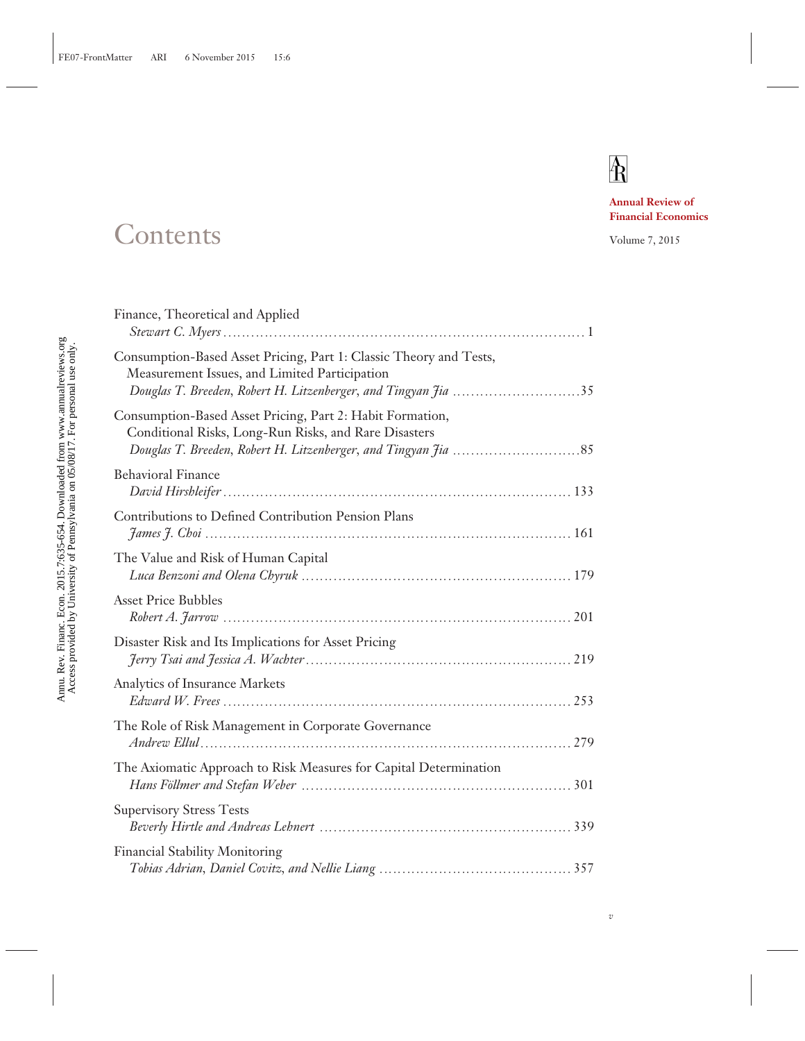# Contents

**Annual Review of Financial Economics**

Volume 7, 2015

Finance, Theoretical and Applied
*Stewart C. Myers* ............ 1

Consumption-Based Asset Pricing, Part 1: Classic Theory and Tests, Measurement Issues, and Limited Participation
*Douglas T. Breeden, Robert H. Litzenberger, and Tingyan Jia* ............ 35

Consumption-Based Asset Pricing, Part 2: Habit Formation, Conditional Risks, Long-Run Risks, and Rare Disasters
*Douglas T. Breeden, Robert H. Litzenberger, and Tingyan Jia* ............ 85

Behavioral Finance
*David Hirshleifer* ............ 133

Contributions to Defined Contribution Pension Plans
*James J. Choi* ............ 161

The Value and Risk of Human Capital
*Luca Benzoni and Olena Chyruk* ............ 179

Asset Price Bubbles
*Robert A. Jarrow* ............ 201

Disaster Risk and Its Implications for Asset Pricing
*Jerry Tsai and Jessica A. Wachter* ............ 219

Analytics of Insurance Markets
*Edward W. Frees* ............ 253

The Role of Risk Management in Corporate Governance
*Andrew Ellul* ............ 279

The Axiomatic Approach to Risk Measures for Capital Determination
*Hans Föllmer and Stefan Weber* ............ 301

Supervisory Stress Tests
*Beverly Hirtle and Andreas Lehnert* ............ 339

Financial Stability Monitoring
*Tobias Adrian, Daniel Covitz, and Nellie Liang* ............ 357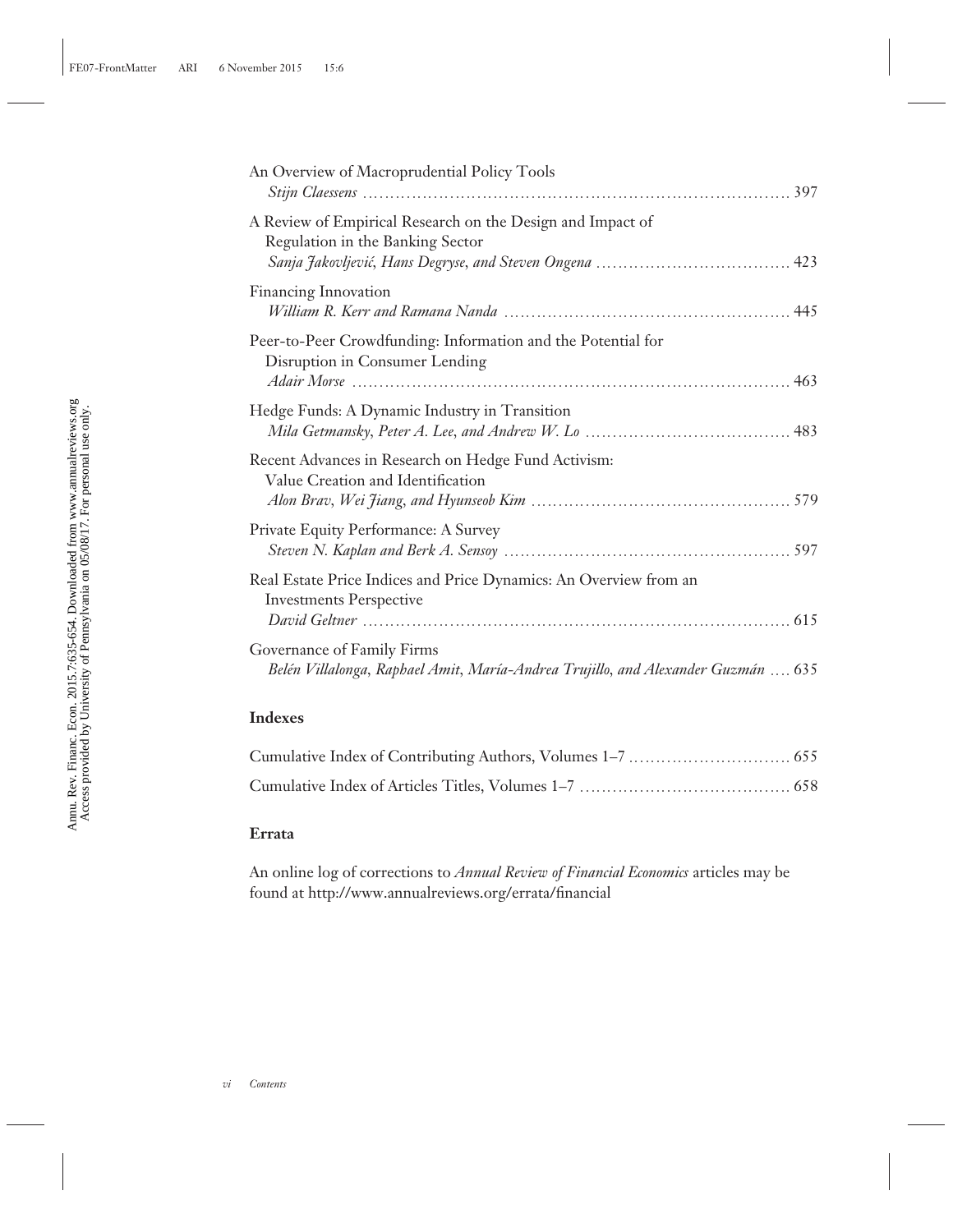An Overview of Macroprudential Policy Tools
*Stijn Claessens* ........................................................................ 397

A Review of Empirical Research on the Design and Impact of Regulation in the Banking Sector
*Sanja Jakovljević, Hans Degryse, and Steven Ongena* .................................. 423

Financing Innovation
*William R. Kerr and Ramana Nanda* ............................................... 445

Peer-to-Peer Crowdfunding: Information and the Potential for Disruption in Consumer Lending
*Adair Morse* ........................................................................ 463

Hedge Funds: A Dynamic Industry in Transition
*Mila Getmansky, Peter A. Lee, and Andrew W. Lo* ................................... 483

Recent Advances in Research on Hedge Fund Activism: Value Creation and Identification
*Alon Brav, Wei Jiang, and Hyunseob Kim* ............................................ 579

Private Equity Performance: A Survey
*Steven N. Kaplan and Berk A. Sensoy* ................................................ 597

Real Estate Price Indices and Price Dynamics: An Overview from an Investments Perspective
*David Geltner* ........................................................................ 615

Governance of Family Firms
*Belén Villalonga, Raphael Amit, María-Andrea Trujillo, and Alexander Guzmán* .... 635

## Indexes

Cumulative Index of Contributing Authors, Volumes 1–7 ............................ 655

Cumulative Index of Articles Titles, Volumes 1–7 ..................................... 658

## Errata

An online log of corrections to *Annual Review of Financial Economics* articles may be found at http://www.annualreviews.org/errata/financial